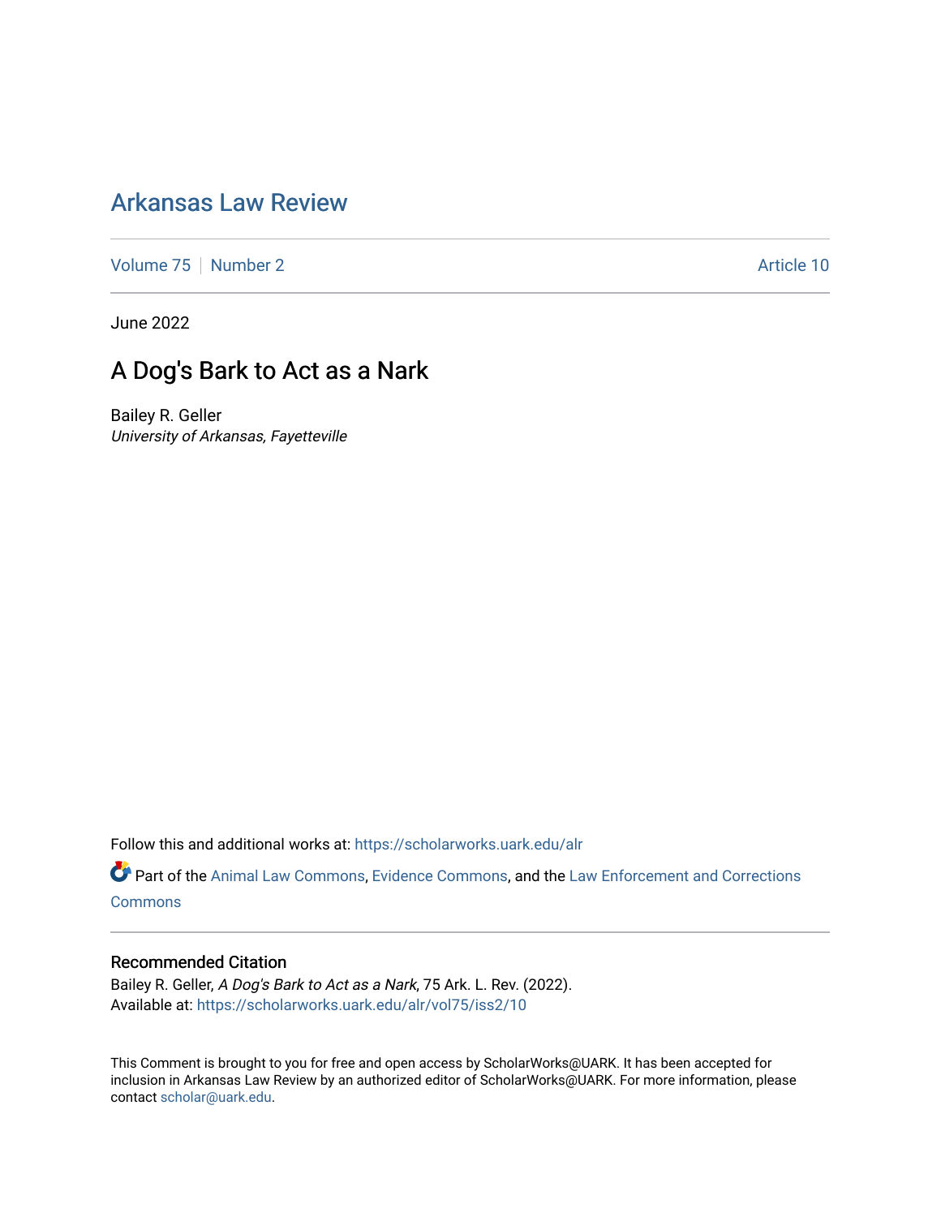# Arkansas Law Review

Volume 75 | Number 2 | Article 10

June 2022

## A Dog's Bark to Act as a Nark

Bailey R. Geller
*University of Arkansas, Fayetteville*

Follow this and additional works at: https://scholarworks.uark.edu/alr

Part of the Animal Law Commons, Evidence Commons, and the Law Enforcement and Corrections Commons

### Recommended Citation

Bailey R. Geller, *A Dog's Bark to Act as a Nark*, 75 Ark. L. Rev. (2022).
Available at: https://scholarworks.uark.edu/alr/vol75/iss2/10

This Comment is brought to you for free and open access by ScholarWorks@UARK. It has been accepted for inclusion in Arkansas Law Review by an authorized editor of ScholarWorks@UARK. For more information, please contact scholar@uark.edu.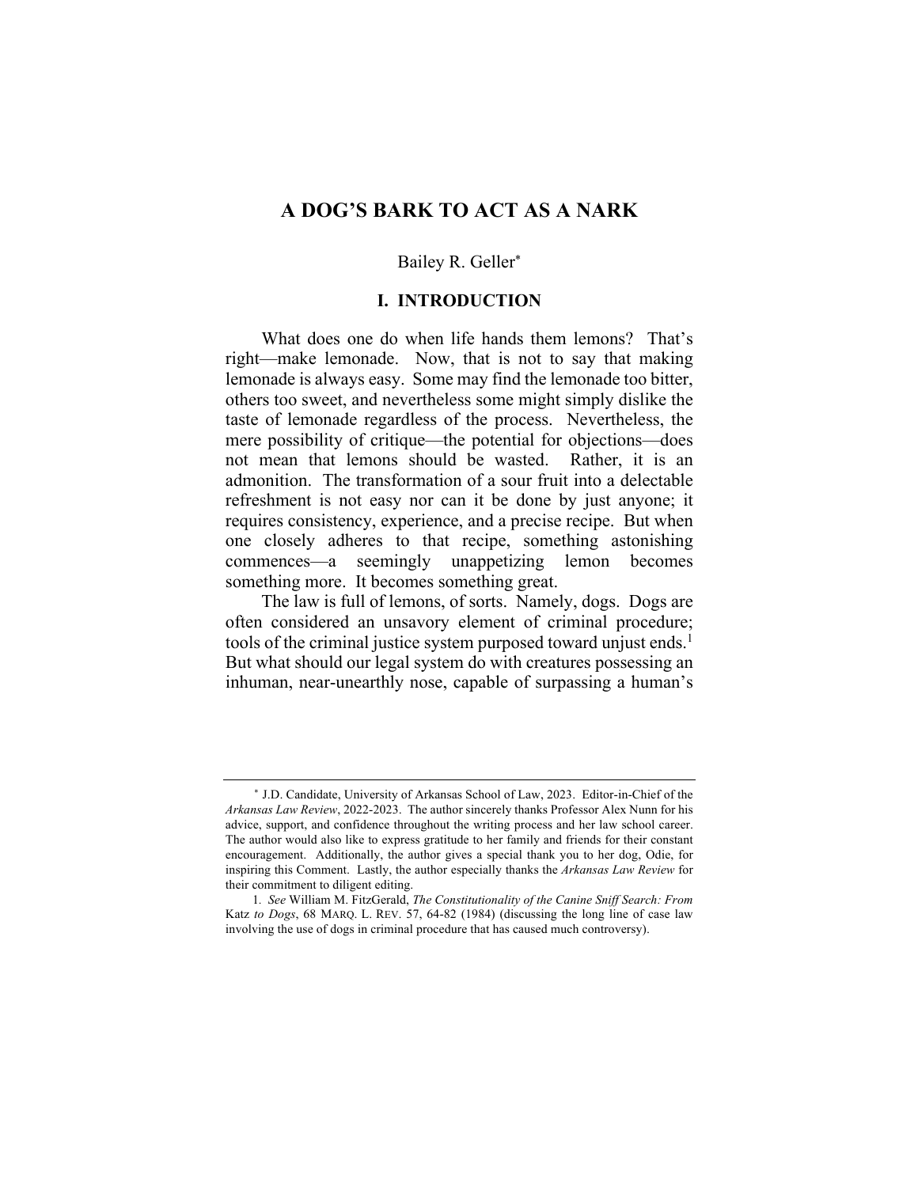# A DOG'S BARK TO ACT AS A NARK

Bailey R. Geller[*]

## I. INTRODUCTION

What does one do when life hands them lemons? That's right—make lemonade. Now, that is not to say that making lemonade is always easy. Some may find the lemonade too bitter, others too sweet, and nevertheless some might simply dislike the taste of lemonade regardless of the process. Nevertheless, the mere possibility of critique—the potential for objections—does not mean that lemons should be wasted. Rather, it is an admonition. The transformation of a sour fruit into a delectable refreshment is not easy nor can it be done by just anyone; it requires consistency, experience, and a precise recipe. But when one closely adheres to that recipe, something astonishing commences—a seemingly unappetizing lemon becomes something more. It becomes something great.

The law is full of lemons, of sorts. Namely, dogs. Dogs are often considered an unsavory element of criminal procedure; tools of the criminal justice system purposed toward unjust ends.[1] But what should our legal system do with creatures possessing an inhuman, near-unearthly nose, capable of surpassing a human's

---

[*] J.D. Candidate, University of Arkansas School of Law, 2023. Editor-in-Chief of the *Arkansas Law Review*, 2022-2023. The author sincerely thanks Professor Alex Nunn for his advice, support, and confidence throughout the writing process and her law school career. The author would also like to express gratitude to her family and friends for their constant encouragement. Additionally, the author gives a special thank you to her dog, Odie, for inspiring this Comment. Lastly, the author especially thanks the *Arkansas Law Review* for their commitment to diligent editing.

1. *See* William M. FitzGerald, *The Constitutionality of the Canine Sniff Search: From* Katz *to Dogs*, 68 MARQ. L. REV. 57, 64-82 (1984) (discussing the long line of case law involving the use of dogs in criminal procedure that has caused much controversy).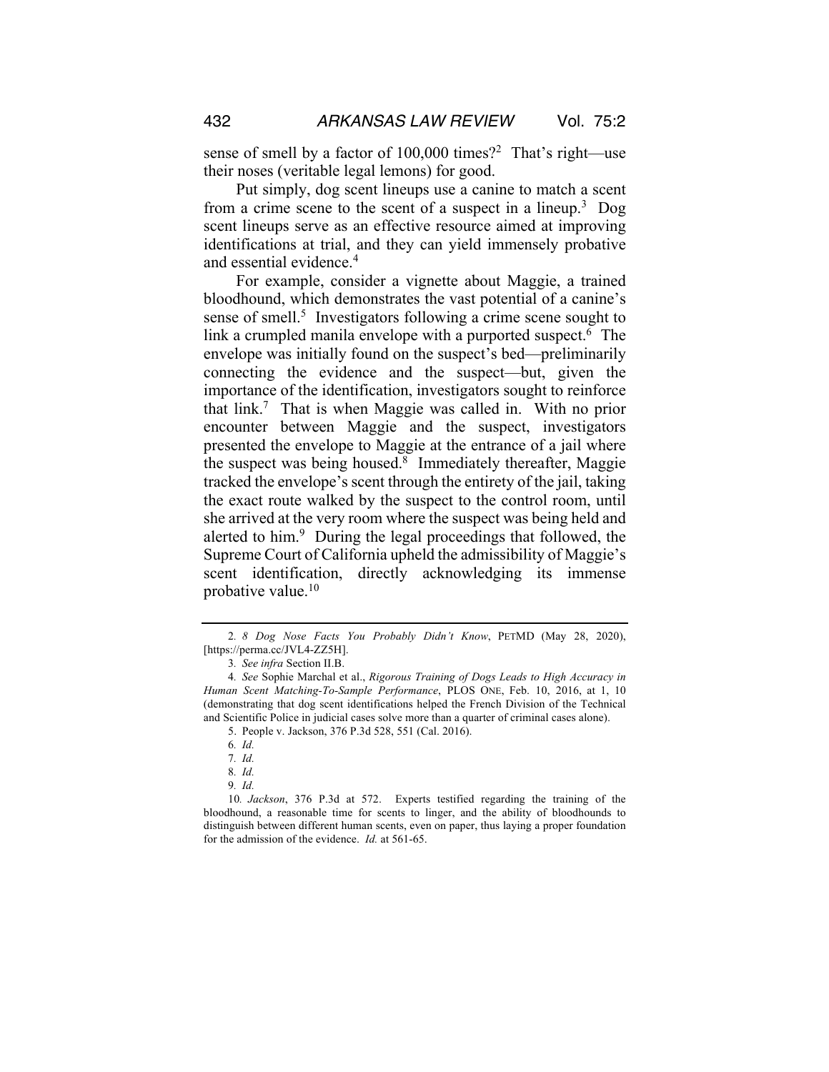sense of smell by a factor of 100,000 times?[2] That's right—use their noses (veritable legal lemons) for good.

Put simply, dog scent lineups use a canine to match a scent from a crime scene to the scent of a suspect in a lineup.[3] Dog scent lineups serve as an effective resource aimed at improving identifications at trial, and they can yield immensely probative and essential evidence.[4]

For example, consider a vignette about Maggie, a trained bloodhound, which demonstrates the vast potential of a canine's sense of smell.[5] Investigators following a crime scene sought to link a crumpled manila envelope with a purported suspect.[6] The envelope was initially found on the suspect's bed—preliminarily connecting the evidence and the suspect—but, given the importance of the identification, investigators sought to reinforce that link.[7] That is when Maggie was called in. With no prior encounter between Maggie and the suspect, investigators presented the envelope to Maggie at the entrance of a jail where the suspect was being housed.[8] Immediately thereafter, Maggie tracked the envelope's scent through the entirety of the jail, taking the exact route walked by the suspect to the control room, until she arrived at the very room where the suspect was being held and alerted to him.[9] During the legal proceedings that followed, the Supreme Court of California upheld the admissibility of Maggie's scent identification, directly acknowledging its immense probative value.[10]

---

2. *8 Dog Nose Facts You Probably Didn't Know*, PETMD (May 28, 2020), [https://perma.cc/JVL4-ZZ5H].

3. *See infra* Section II.B.

4. *See* Sophie Marchal et al., *Rigorous Training of Dogs Leads to High Accuracy in Human Scent Matching-To-Sample Performance*, PLOS ONE, Feb. 10, 2016, at 1, 10 (demonstrating that dog scent identifications helped the French Division of the Technical and Scientific Police in judicial cases solve more than a quarter of criminal cases alone).

5. People v. Jackson, 376 P.3d 528, 551 (Cal. 2016).

6. *Id.*

7. *Id.*

8. *Id.*

9. *Id.*

10. *Jackson*, 376 P.3d at 572. Experts testified regarding the training of the bloodhound, a reasonable time for scents to linger, and the ability of bloodhounds to distinguish between different human scents, even on paper, thus laying a proper foundation for the admission of the evidence. *Id.* at 561-65.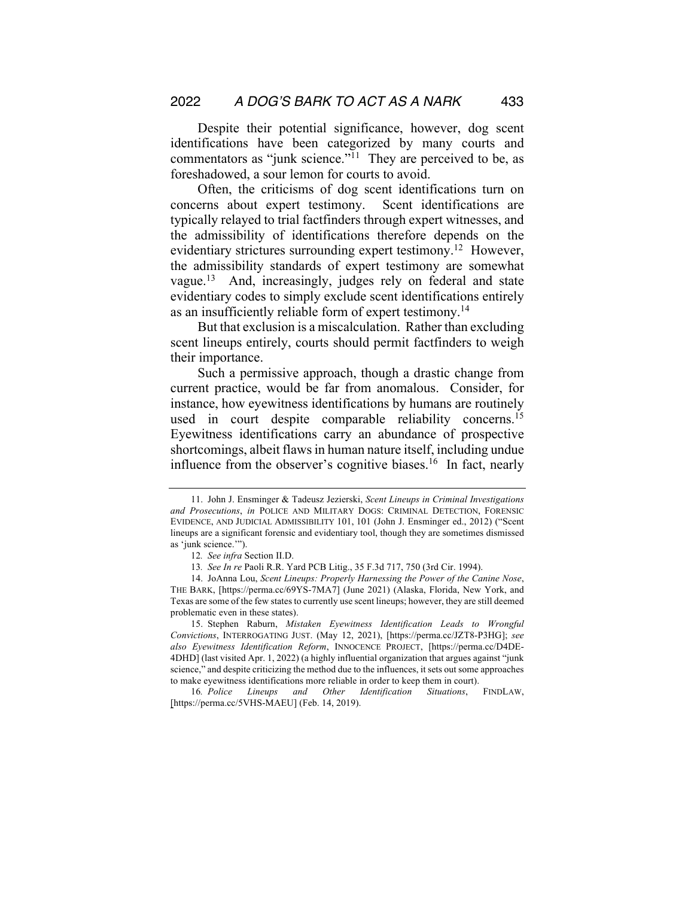Despite their potential significance, however, dog scent identifications have been categorized by many courts and commentators as "junk science."[11] They are perceived to be, as foreshadowed, a sour lemon for courts to avoid.

Often, the criticisms of dog scent identifications turn on concerns about expert testimony. Scent identifications are typically relayed to trial factfinders through expert witnesses, and the admissibility of identifications therefore depends on the evidentiary strictures surrounding expert testimony.[12] However, the admissibility standards of expert testimony are somewhat vague.[13] And, increasingly, judges rely on federal and state evidentiary codes to simply exclude scent identifications entirely as an insufficiently reliable form of expert testimony.[14]

But that exclusion is a miscalculation. Rather than excluding scent lineups entirely, courts should permit factfinders to weigh their importance.

Such a permissive approach, though a drastic change from current practice, would be far from anomalous. Consider, for instance, how eyewitness identifications by humans are routinely used in court despite comparable reliability concerns.[15] Eyewitness identifications carry an abundance of prospective shortcomings, albeit flaws in human nature itself, including undue influence from the observer's cognitive biases.[16] In fact, nearly

---

11. John J. Ensminger & Tadeusz Jezierski, *Scent Lineups in Criminal Investigations and Prosecutions*, *in* POLICE AND MILITARY DOGS: CRIMINAL DETECTION, FORENSIC EVIDENCE, AND JUDICIAL ADMISSIBILITY 101, 101 (John J. Ensminger ed., 2012) ("Scent lineups are a significant forensic and evidentiary tool, though they are sometimes dismissed as 'junk science.'").

12. *See infra* Section II.D.

13. *See In re* Paoli R.R. Yard PCB Litig., 35 F.3d 717, 750 (3rd Cir. 1994).

14. JoAnna Lou, *Scent Lineups: Properly Harnessing the Power of the Canine Nose*, THE BARK, [https://perma.cc/69YS-7MA7] (June 2021) (Alaska, Florida, New York, and Texas are some of the few states to currently use scent lineups; however, they are still deemed problematic even in these states).

15. Stephen Raburn, *Mistaken Eyewitness Identification Leads to Wrongful Convictions*, INTERROGATING JUST. (May 12, 2021), [https://perma.cc/JZT8-P3HG]; *see also Eyewitness Identification Reform*, INNOCENCE PROJECT, [https://perma.cc/D4DE-4DHD] (last visited Apr. 1, 2022) (a highly influential organization that argues against "junk science," and despite criticizing the method due to the influences, it sets out some approaches to make eyewitness identifications more reliable in order to keep them in court).

16. *Police Lineups and Other Identification Situations*, FINDLAW, [https://perma.cc/5VHS-MAEU] (Feb. 14, 2019).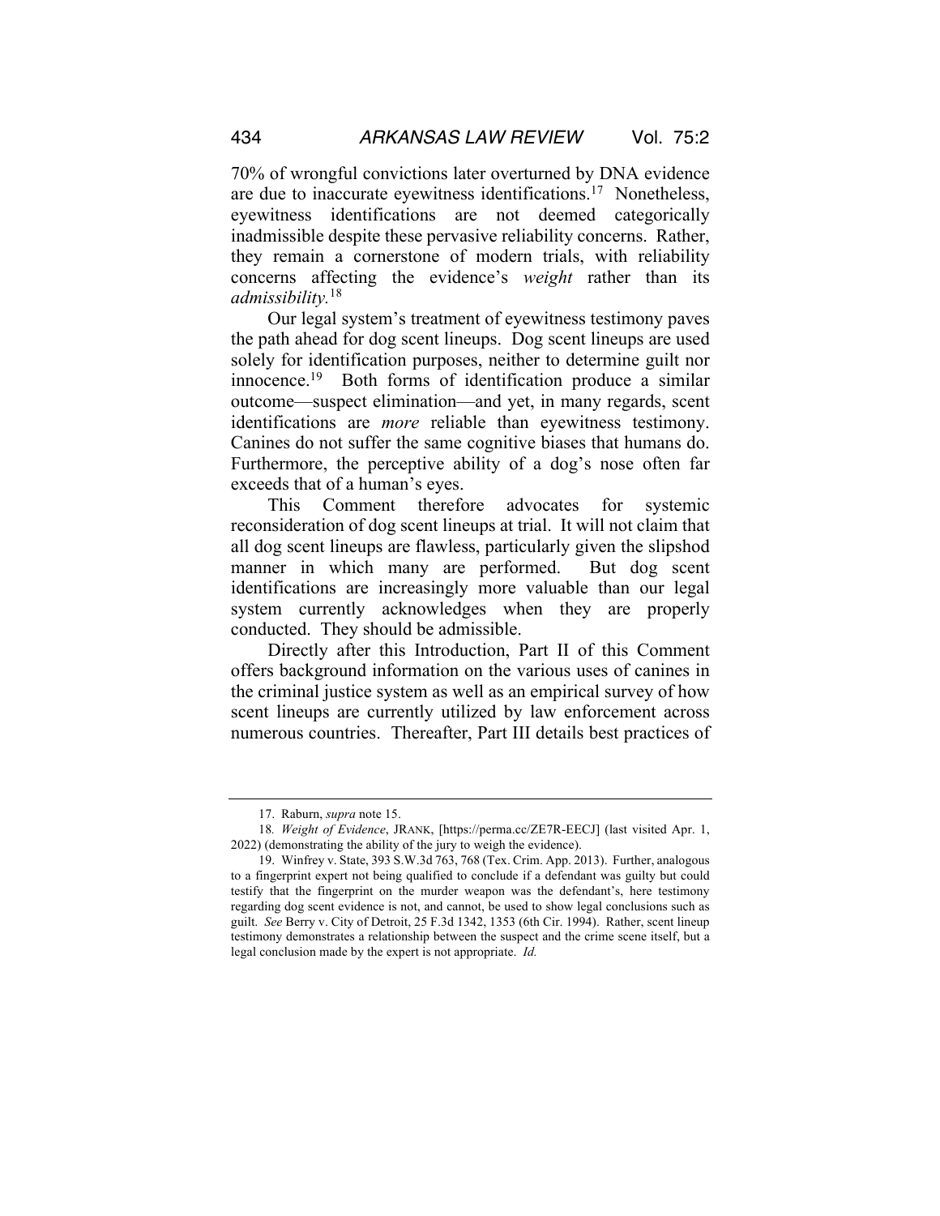70% of wrongful convictions later overturned by DNA evidence are due to inaccurate eyewitness identifications.[17] Nonetheless, eyewitness identifications are not deemed categorically inadmissible despite these pervasive reliability concerns. Rather, they remain a cornerstone of modern trials, with reliability concerns affecting the evidence's *weight* rather than its *admissibility*.[18]

Our legal system's treatment of eyewitness testimony paves the path ahead for dog scent lineups. Dog scent lineups are used solely for identification purposes, neither to determine guilt nor innocence.[19] Both forms of identification produce a similar outcome—suspect elimination—and yet, in many regards, scent identifications are *more* reliable than eyewitness testimony. Canines do not suffer the same cognitive biases that humans do. Furthermore, the perceptive ability of a dog's nose often far exceeds that of a human's eyes.

This Comment therefore advocates for systemic reconsideration of dog scent lineups at trial. It will not claim that all dog scent lineups are flawless, particularly given the slipshod manner in which many are performed. But dog scent identifications are increasingly more valuable than our legal system currently acknowledges when they are properly conducted. They should be admissible.

Directly after this Introduction, Part II of this Comment offers background information on the various uses of canines in the criminal justice system as well as an empirical survey of how scent lineups are currently utilized by law enforcement across numerous countries. Thereafter, Part III details best practices of

---

17. Raburn, *supra* note 15.

18. *Weight of Evidence*, JRANK, [https://perma.cc/ZE7R-EECJ] (last visited Apr. 1, 2022) (demonstrating the ability of the jury to weigh the evidence).

19. Winfrey v. State, 393 S.W.3d 763, 768 (Tex. Crim. App. 2013). Further, analogous to a fingerprint expert not being qualified to conclude if a defendant was guilty but could testify that the fingerprint on the murder weapon was the defendant's, here testimony regarding dog scent evidence is not, and cannot, be used to show legal conclusions such as guilt. *See* Berry v. City of Detroit, 25 F.3d 1342, 1353 (6th Cir. 1994). Rather, scent lineup testimony demonstrates a relationship between the suspect and the crime scene itself, but a legal conclusion made by the expert is not appropriate. *Id.*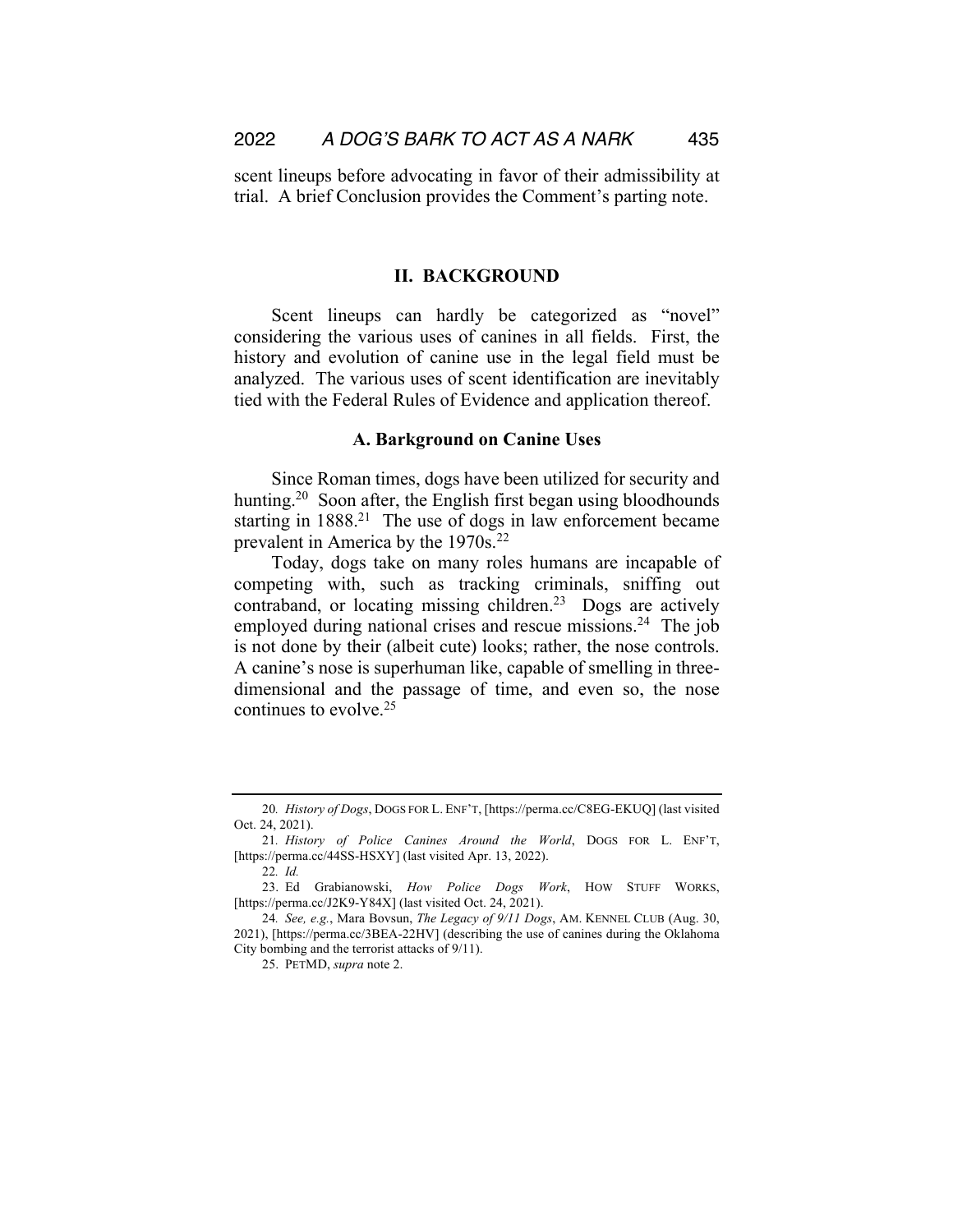scent lineups before advocating in favor of their admissibility at trial. A brief Conclusion provides the Comment's parting note.

## II. BACKGROUND

Scent lineups can hardly be categorized as "novel" considering the various uses of canines in all fields. First, the history and evolution of canine use in the legal field must be analyzed. The various uses of scent identification are inevitably tied with the Federal Rules of Evidence and application thereof.

### A. Barkground on Canine Uses

Since Roman times, dogs have been utilized for security and hunting.[20] Soon after, the English first began using bloodhounds starting in 1888.[21] The use of dogs in law enforcement became prevalent in America by the 1970s.[22]

Today, dogs take on many roles humans are incapable of competing with, such as tracking criminals, sniffing out contraband, or locating missing children.[23] Dogs are actively employed during national crises and rescue missions.[24] The job is not done by their (albeit cute) looks; rather, the nose controls. A canine's nose is superhuman like, capable of smelling in three-dimensional and the passage of time, and even so, the nose continues to evolve.[25]

---

20. *History of Dogs*, DOGS FOR L. ENF'T, [https://perma.cc/C8EG-EKUQ] (last visited Oct. 24, 2021).

21. *History of Police Canines Around the World*, DOGS FOR L. ENF'T, [https://perma.cc/44SS-HSXY] (last visited Apr. 13, 2022).

22. *Id.*

23. Ed Grabianowski, *How Police Dogs Work*, HOW STUFF WORKS, [https://perma.cc/J2K9-Y84X] (last visited Oct. 24, 2021).

24. *See, e.g.*, Mara Bovsun, *The Legacy of 9/11 Dogs*, AM. KENNEL CLUB (Aug. 30, 2021), [https://perma.cc/3BEA-22HV] (describing the use of canines during the Oklahoma City bombing and the terrorist attacks of 9/11).

25. PETMD, *supra* note 2.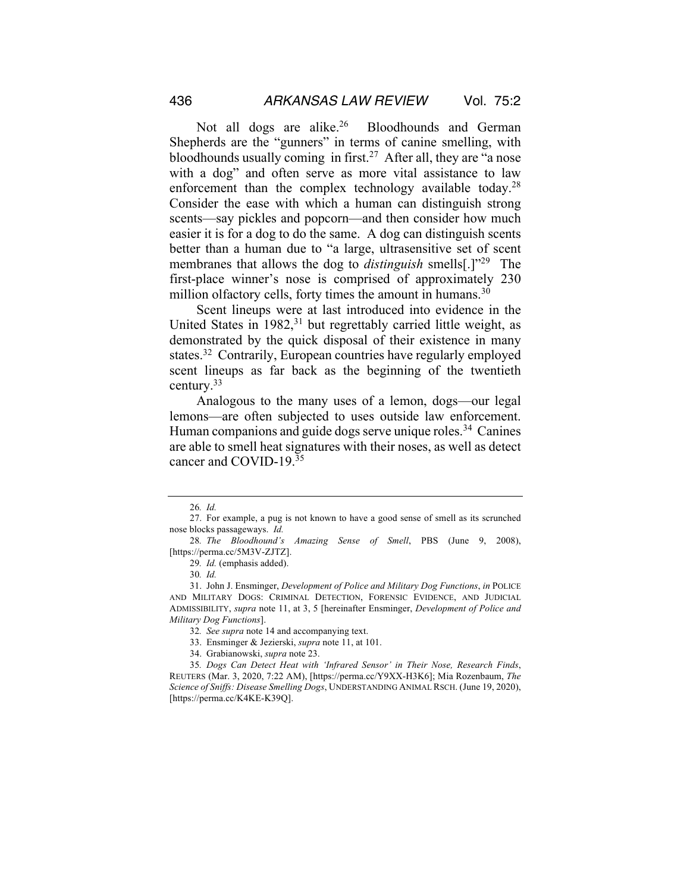Not all dogs are alike.[26] Bloodhounds and German Shepherds are the "gunners" in terms of canine smelling, with bloodhounds usually coming in first.[27] After all, they are "a nose with a dog" and often serve as more vital assistance to law enforcement than the complex technology available today.[28] Consider the ease with which a human can distinguish strong scents—say pickles and popcorn—and then consider how much easier it is for a dog to do the same. A dog can distinguish scents better than a human due to "a large, ultrasensitive set of scent membranes that allows the dog to *distinguish* smells[.]"[29] The first-place winner's nose is comprised of approximately 230 million olfactory cells, forty times the amount in humans.[30]

Scent lineups were at last introduced into evidence in the United States in 1982,[31] but regrettably carried little weight, as demonstrated by the quick disposal of their existence in many states.[32] Contrarily, European countries have regularly employed scent lineups as far back as the beginning of the twentieth century.[33]

Analogous to the many uses of a lemon, dogs—our legal lemons—are often subjected to uses outside law enforcement. Human companions and guide dogs serve unique roles.[34] Canines are able to smell heat signatures with their noses, as well as detect cancer and COVID-19.[35]

---

26. *Id.*

27. For example, a pug is not known to have a good sense of smell as its scrunched nose blocks passageways. *Id.*

28. *The Bloodhound's Amazing Sense of Smell*, PBS (June 9, 2008), [https://perma.cc/5M3V-ZJTZ].

29. *Id.* (emphasis added).

30. *Id.*

31. John J. Ensminger, *Development of Police and Military Dog Functions*, *in* POLICE AND MILITARY DOGS: CRIMINAL DETECTION, FORENSIC EVIDENCE, AND JUDICIAL ADMISSIBILITY, *supra* note 11, at 3, 5 [hereinafter Ensminger, *Development of Police and Military Dog Functions*].

32. *See supra* note 14 and accompanying text.

33. Ensminger & Jezierski, *supra* note 11, at 101.

34. Grabianowski, *supra* note 23.

35. *Dogs Can Detect Heat with 'Infrared Sensor' in Their Nose, Research Finds*, REUTERS (Mar. 3, 2020, 7:22 AM), [https://perma.cc/Y9XX-H3K6]; Mia Rozenbaum, *The Science of Sniffs: Disease Smelling Dogs*, UNDERSTANDING ANIMAL RSCH. (June 19, 2020), [https://perma.cc/K4KE-K39Q].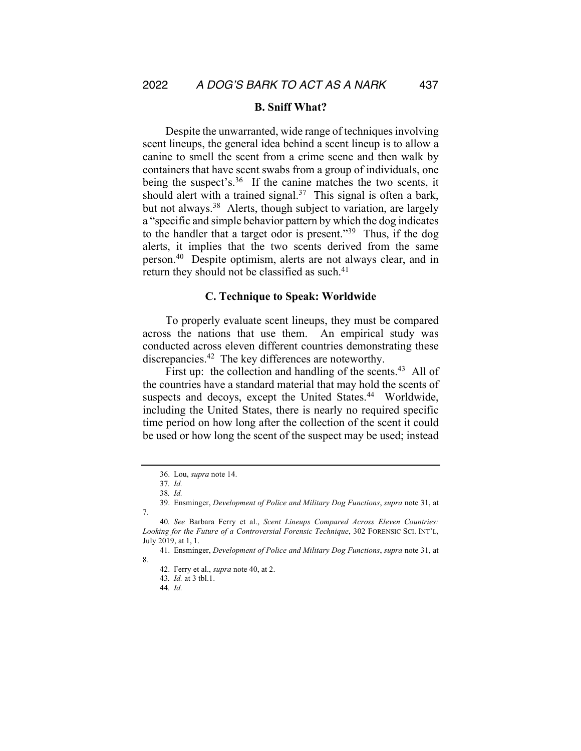### B. Sniff What?

Despite the unwarranted, wide range of techniques involving scent lineups, the general idea behind a scent lineup is to allow a canine to smell the scent from a crime scene and then walk by containers that have scent swabs from a group of individuals, one being the suspect's.[36] If the canine matches the two scents, it should alert with a trained signal.[37] This signal is often a bark, but not always.[38] Alerts, though subject to variation, are largely a "specific and simple behavior pattern by which the dog indicates to the handler that a target odor is present."[39] Thus, if the dog alerts, it implies that the two scents derived from the same person.[40] Despite optimism, alerts are not always clear, and in return they should not be classified as such.[41]

### C. Technique to Speak: Worldwide

To properly evaluate scent lineups, they must be compared across the nations that use them. An empirical study was conducted across eleven different countries demonstrating these discrepancies.[42] The key differences are noteworthy.

First up: the collection and handling of the scents.[43] All of the countries have a standard material that may hold the scents of suspects and decoys, except the United States.[44] Worldwide, including the United States, there is nearly no required specific time period on how long after the collection of the scent it could be used or how long the scent of the suspect may be used; instead

---

36. Lou, *supra* note 14.

37. *Id.*

38. *Id.*

39. Ensminger, *Development of Police and Military Dog Functions*, *supra* note 31, at 7.

40. *See* Barbara Ferry et al., *Scent Lineups Compared Across Eleven Countries: Looking for the Future of a Controversial Forensic Technique*, 302 FORENSIC SCI. INT'L, July 2019, at 1, 1.

41. Ensminger, *Development of Police and Military Dog Functions*, *supra* note 31, at 8.

42. Ferry et al., *supra* note 40, at 2.

43. *Id.* at 3 tbl.1.

44. *Id.*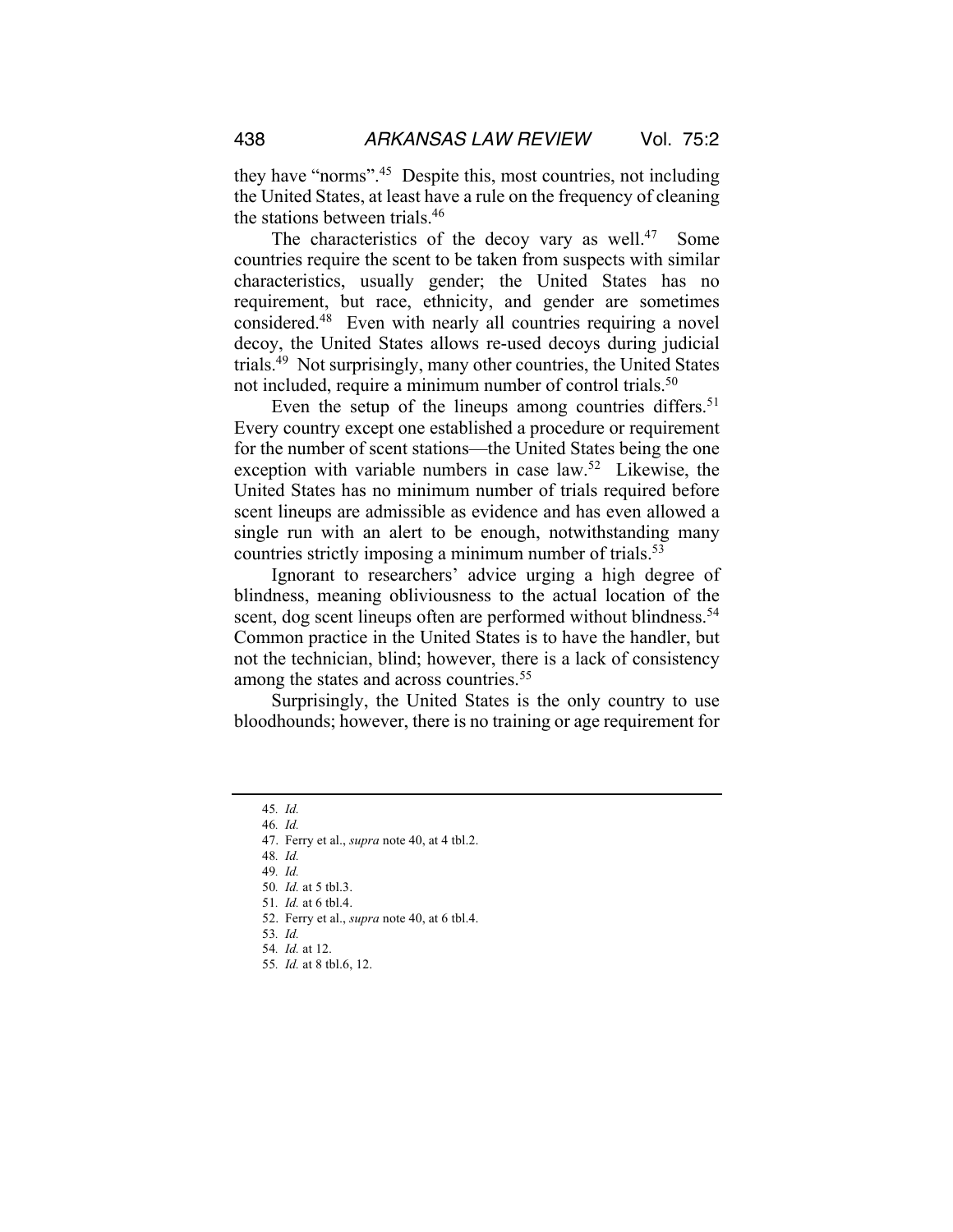they have "norms".[45] Despite this, most countries, not including the United States, at least have a rule on the frequency of cleaning the stations between trials.[46]

The characteristics of the decoy vary as well.[47] Some countries require the scent to be taken from suspects with similar characteristics, usually gender; the United States has no requirement, but race, ethnicity, and gender are sometimes considered.[48] Even with nearly all countries requiring a novel decoy, the United States allows re-used decoys during judicial trials.[49] Not surprisingly, many other countries, the United States not included, require a minimum number of control trials.[50]

Even the setup of the lineups among countries differs.[51] Every country except one established a procedure or requirement for the number of scent stations—the United States being the one exception with variable numbers in case law.[52] Likewise, the United States has no minimum number of trials required before scent lineups are admissible as evidence and has even allowed a single run with an alert to be enough, notwithstanding many countries strictly imposing a minimum number of trials.[53]

Ignorant to researchers' advice urging a high degree of blindness, meaning obliviousness to the actual location of the scent, dog scent lineups often are performed without blindness.[54] Common practice in the United States is to have the handler, but not the technician, blind; however, there is a lack of consistency among the states and across countries.[55]

Surprisingly, the United States is the only country to use bloodhounds; however, there is no training or age requirement for

---

45. *Id.*
46. *Id.*
47. Ferry et al., *supra* note 40, at 4 tbl.2.
48. *Id.*
49. *Id.*
50. *Id.* at 5 tbl.3.
51. *Id.* at 6 tbl.4.
52. Ferry et al., *supra* note 40, at 6 tbl.4.
53. *Id.*
54. *Id.* at 12.
55. *Id.* at 8 tbl.6, 12.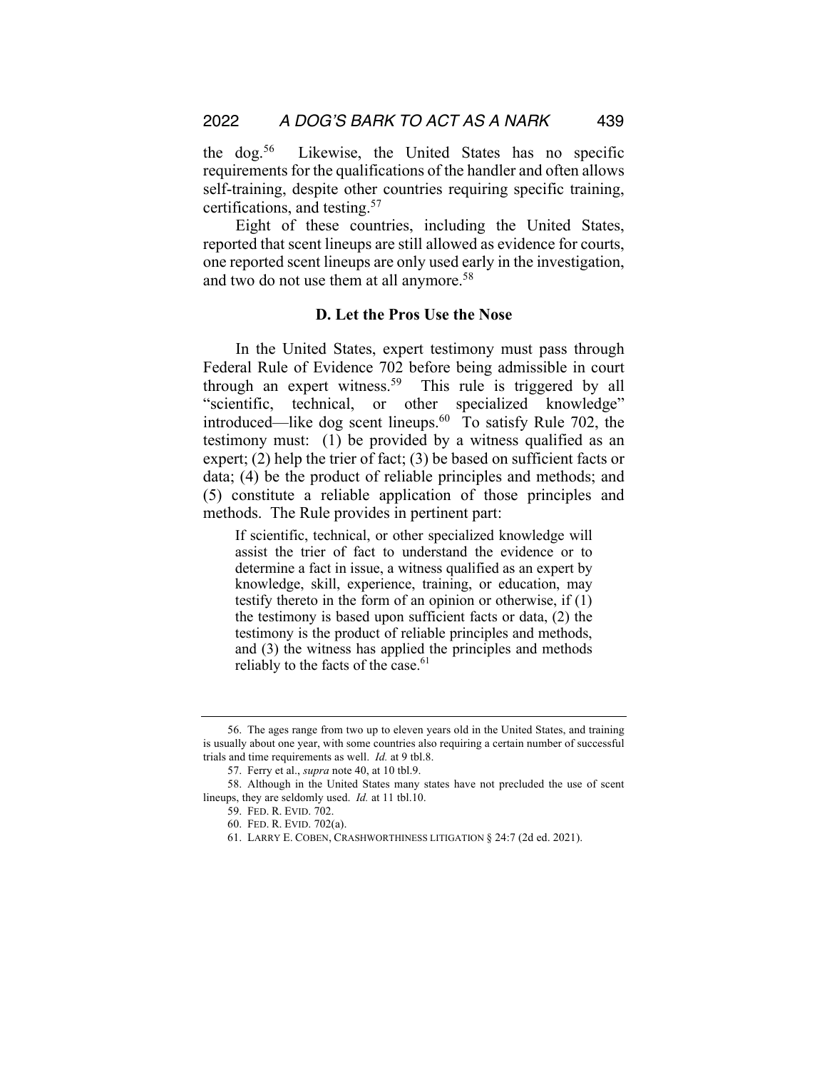the dog.[56] Likewise, the United States has no specific requirements for the qualifications of the handler and often allows self-training, despite other countries requiring specific training, certifications, and testing.[57]

Eight of these countries, including the United States, reported that scent lineups are still allowed as evidence for courts, one reported scent lineups are only used early in the investigation, and two do not use them at all anymore.[58]

### D. Let the Pros Use the Nose

In the United States, expert testimony must pass through Federal Rule of Evidence 702 before being admissible in court through an expert witness.[59] This rule is triggered by all "scientific, technical, or other specialized knowledge" introduced—like dog scent lineups.[60] To satisfy Rule 702, the testimony must: (1) be provided by a witness qualified as an expert; (2) help the trier of fact; (3) be based on sufficient facts or data; (4) be the product of reliable principles and methods; and (5) constitute a reliable application of those principles and methods. The Rule provides in pertinent part:

> If scientific, technical, or other specialized knowledge will assist the trier of fact to understand the evidence or to determine a fact in issue, a witness qualified as an expert by knowledge, skill, experience, training, or education, may testify thereto in the form of an opinion or otherwise, if (1) the testimony is based upon sufficient facts or data, (2) the testimony is the product of reliable principles and methods, and (3) the witness has applied the principles and methods reliably to the facts of the case.[61]

---

56. The ages range from two up to eleven years old in the United States, and training is usually about one year, with some countries also requiring a certain number of successful trials and time requirements as well. *Id.* at 9 tbl.8.

57. Ferry et al., *supra* note 40, at 10 tbl.9.

58. Although in the United States many states have not precluded the use of scent lineups, they are seldomly used. *Id.* at 11 tbl.10.

59. FED. R. EVID. 702.

60. FED. R. EVID. 702(a).

61. LARRY E. COBEN, CRASHWORTHINESS LITIGATION § 24:7 (2d ed. 2021).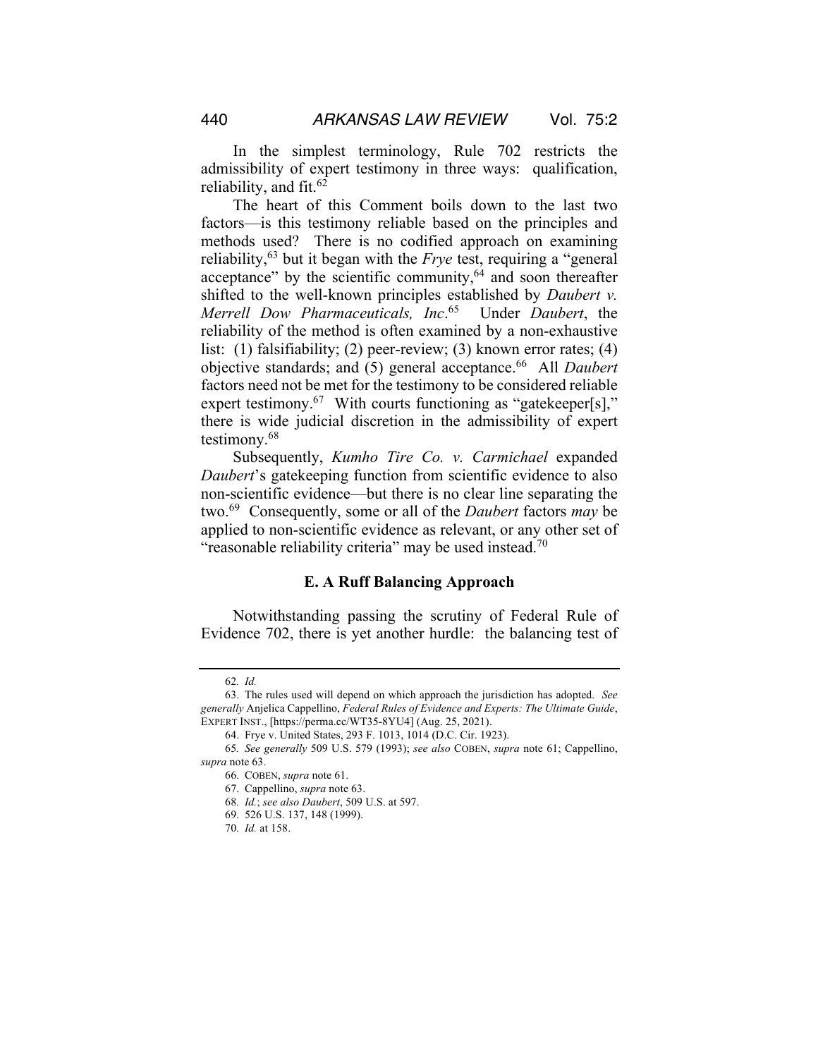In the simplest terminology, Rule 702 restricts the admissibility of expert testimony in three ways: qualification, reliability, and fit.[62]

The heart of this Comment boils down to the last two factors—is this testimony reliable based on the principles and methods used? There is no codified approach on examining reliability,[63] but it began with the *Frye* test, requiring a "general acceptance" by the scientific community,[64] and soon thereafter shifted to the well-known principles established by *Daubert v. Merrell Dow Pharmaceuticals, Inc*.[65] Under *Daubert*, the reliability of the method is often examined by a non-exhaustive list: (1) falsifiability; (2) peer-review; (3) known error rates; (4) objective standards; and (5) general acceptance.[66] All *Daubert* factors need not be met for the testimony to be considered reliable expert testimony.[67] With courts functioning as "gatekeeper[s]," there is wide judicial discretion in the admissibility of expert testimony.[68]

Subsequently, *Kumho Tire Co. v. Carmichael* expanded *Daubert*'s gatekeeping function from scientific evidence to also non-scientific evidence—but there is no clear line separating the two.[69] Consequently, some or all of the *Daubert* factors *may* be applied to non-scientific evidence as relevant, or any other set of "reasonable reliability criteria" may be used instead.[70]

### E. A Ruff Balancing Approach

Notwithstanding passing the scrutiny of Federal Rule of Evidence 702, there is yet another hurdle: the balancing test of

---

62. *Id.*

63. The rules used will depend on which approach the jurisdiction has adopted. *See generally* Anjelica Cappellino, *Federal Rules of Evidence and Experts: The Ultimate Guide*, EXPERT INST., [https://perma.cc/WT35-8YU4] (Aug. 25, 2021).

64. Frye v. United States, 293 F. 1013, 1014 (D.C. Cir. 1923).

65. *See generally* 509 U.S. 579 (1993); *see also* COBEN, *supra* note 61; Cappellino, *supra* note 63.

66. COBEN, *supra* note 61.

67. Cappellino, *supra* note 63.

68. *Id.*; *see also Daubert*, 509 U.S. at 597.

69. 526 U.S. 137, 148 (1999).

70. *Id.* at 158.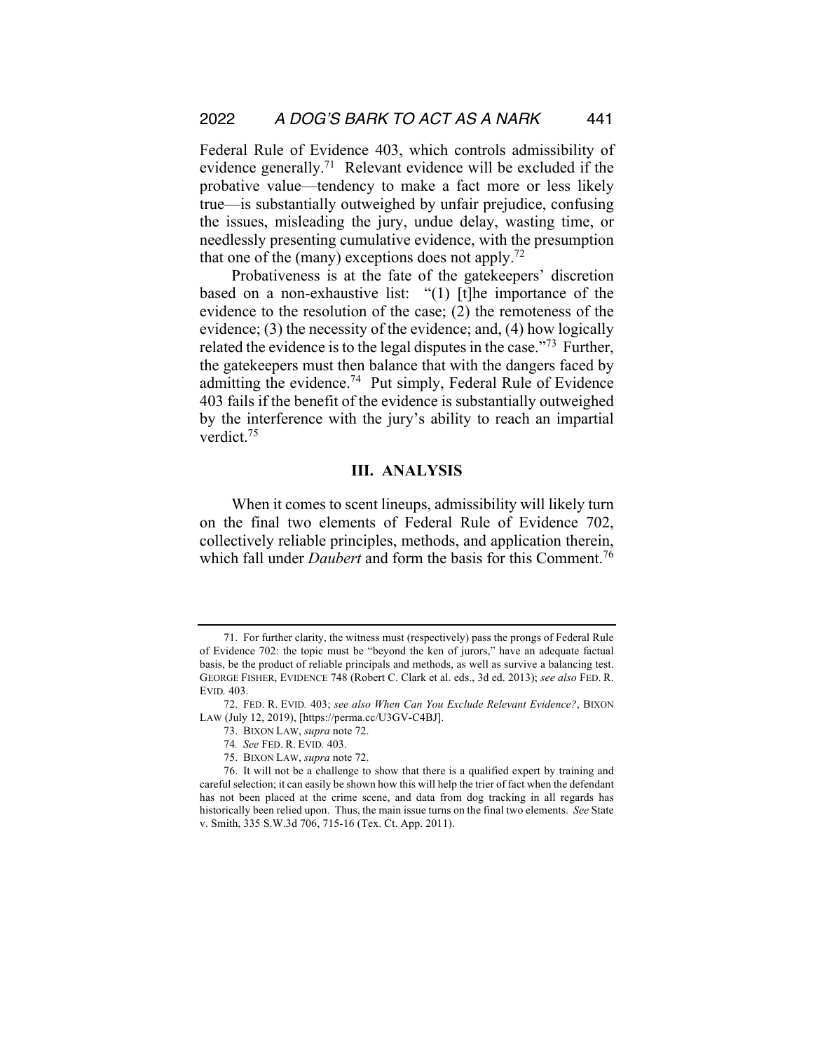Federal Rule of Evidence 403, which controls admissibility of evidence generally.[71] Relevant evidence will be excluded if the probative value—tendency to make a fact more or less likely true—is substantially outweighed by unfair prejudice, confusing the issues, misleading the jury, undue delay, wasting time, or needlessly presenting cumulative evidence, with the presumption that one of the (many) exceptions does not apply.[72]

Probativeness is at the fate of the gatekeepers' discretion based on a non-exhaustive list: "(1) [t]he importance of the evidence to the resolution of the case; (2) the remoteness of the evidence; (3) the necessity of the evidence; and, (4) how logically related the evidence is to the legal disputes in the case."[73] Further, the gatekeepers must then balance that with the dangers faced by admitting the evidence.[74] Put simply, Federal Rule of Evidence 403 fails if the benefit of the evidence is substantially outweighed by the interference with the jury's ability to reach an impartial verdict.[75]

## III. ANALYSIS

When it comes to scent lineups, admissibility will likely turn on the final two elements of Federal Rule of Evidence 702, collectively reliable principles, methods, and application therein, which fall under *Daubert* and form the basis for this Comment.[76]

---

71. For further clarity, the witness must (respectively) pass the prongs of Federal Rule of Evidence 702: the topic must be "beyond the ken of jurors," have an adequate factual basis, be the product of reliable principals and methods, as well as survive a balancing test. GEORGE FISHER, EVIDENCE 748 (Robert C. Clark et al. eds., 3d ed. 2013); *see also* FED. R. EVID. 403.

72. FED. R. EVID. 403; *see also When Can You Exclude Relevant Evidence?*, BIXON LAW (July 12, 2019), [https://perma.cc/U3GV-C4BJ].

73. BIXON LAW, *supra* note 72.

74. *See* FED. R. EVID. 403.

75. BIXON LAW, *supra* note 72.

76. It will not be a challenge to show that there is a qualified expert by training and careful selection; it can easily be shown how this will help the trier of fact when the defendant has not been placed at the crime scene, and data from dog tracking in all regards has historically been relied upon. Thus, the main issue turns on the final two elements. *See* State v. Smith, 335 S.W.3d 706, 715-16 (Tex. Ct. App. 2011).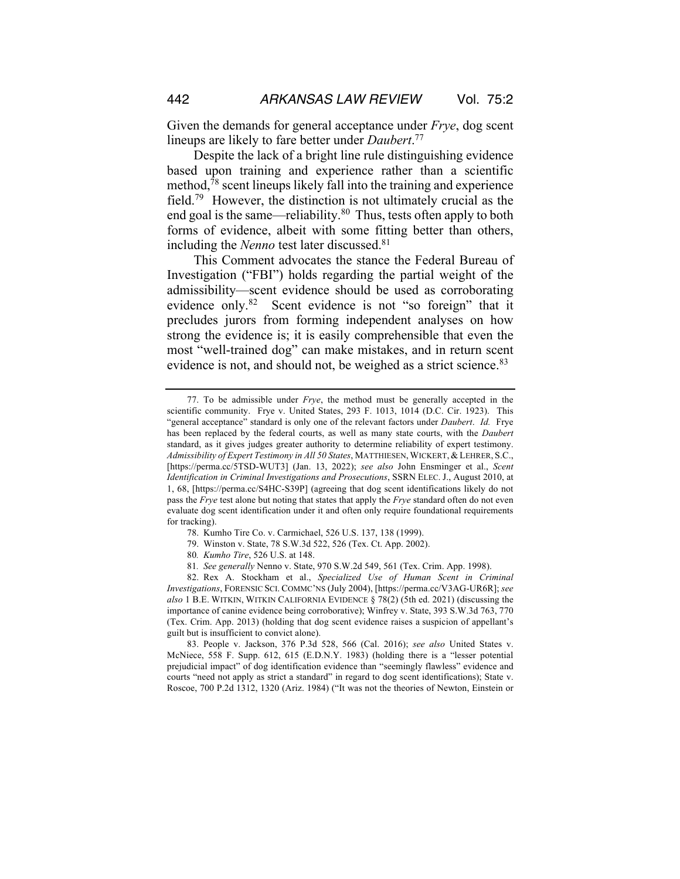Given the demands for general acceptance under *Frye*, dog scent lineups are likely to fare better under *Daubert*.[77]

Despite the lack of a bright line rule distinguishing evidence based upon training and experience rather than a scientific method,[78] scent lineups likely fall into the training and experience field.[79] However, the distinction is not ultimately crucial as the end goal is the same—reliability.[80] Thus, tests often apply to both forms of evidence, albeit with some fitting better than others, including the *Nenno* test later discussed.[81]

This Comment advocates the stance the Federal Bureau of Investigation ("FBI") holds regarding the partial weight of the admissibility—scent evidence should be used as corroborating evidence only.[82] Scent evidence is not "so foreign" that it precludes jurors from forming independent analyses on how strong the evidence is; it is easily comprehensible that even the most "well-trained dog" can make mistakes, and in return scent evidence is not, and should not, be weighed as a strict science.[83]

---

77. To be admissible under *Frye*, the method must be generally accepted in the scientific community. Frye v. United States, 293 F. 1013, 1014 (D.C. Cir. 1923). This "general acceptance" standard is only one of the relevant factors under *Daubert*. *Id.* Frye has been replaced by the federal courts, as well as many state courts, with the *Daubert* standard, as it gives judges greater authority to determine reliability of expert testimony. *Admissibility of Expert Testimony in All 50 States*, MATTHIESEN, WICKERT, & LEHRER, S.C., [https://perma.cc/5TSD-WUT3] (Jan. 13, 2022); *see also* John Ensminger et al., *Scent Identification in Criminal Investigations and Prosecutions*, SSRN ELEC. J., August 2010, at 1, 68, [https://perma.cc/S4HC-S39P] (agreeing that dog scent identifications likely do not pass the *Frye* test alone but noting that states that apply the *Frye* standard often do not even evaluate dog scent identification under it and often only require foundational requirements for tracking).

78. Kumho Tire Co. v. Carmichael, 526 U.S. 137, 138 (1999).

79. Winston v. State, 78 S.W.3d 522, 526 (Tex. Ct. App. 2002).

80. *Kumho Tire*, 526 U.S. at 148.

81. *See generally* Nenno v. State, 970 S.W.2d 549, 561 (Tex. Crim. App. 1998).

82. Rex A. Stockham et al., *Specialized Use of Human Scent in Criminal Investigations*, FORENSIC SCI. COMMC'NS (July 2004), [https://perma.cc/V3AG-UR6R]; *see also* 1 B.E. WITKIN, WITKIN CALIFORNIA EVIDENCE § 78(2) (5th ed. 2021) (discussing the importance of canine evidence being corroborative); Winfrey v. State, 393 S.W.3d 763, 770 (Tex. Crim. App. 2013) (holding that dog scent evidence raises a suspicion of appellant's guilt but is insufficient to convict alone).

83. People v. Jackson, 376 P.3d 528, 566 (Cal. 2016); *see also* United States v. McNiece, 558 F. Supp. 612, 615 (E.D.N.Y. 1983) (holding there is a "lesser potential prejudicial impact" of dog identification evidence than "seemingly flawless" evidence and courts "need not apply as strict a standard" in regard to dog scent identifications); State v. Roscoe, 700 P.2d 1312, 1320 (Ariz. 1984) ("It was not the theories of Newton, Einstein or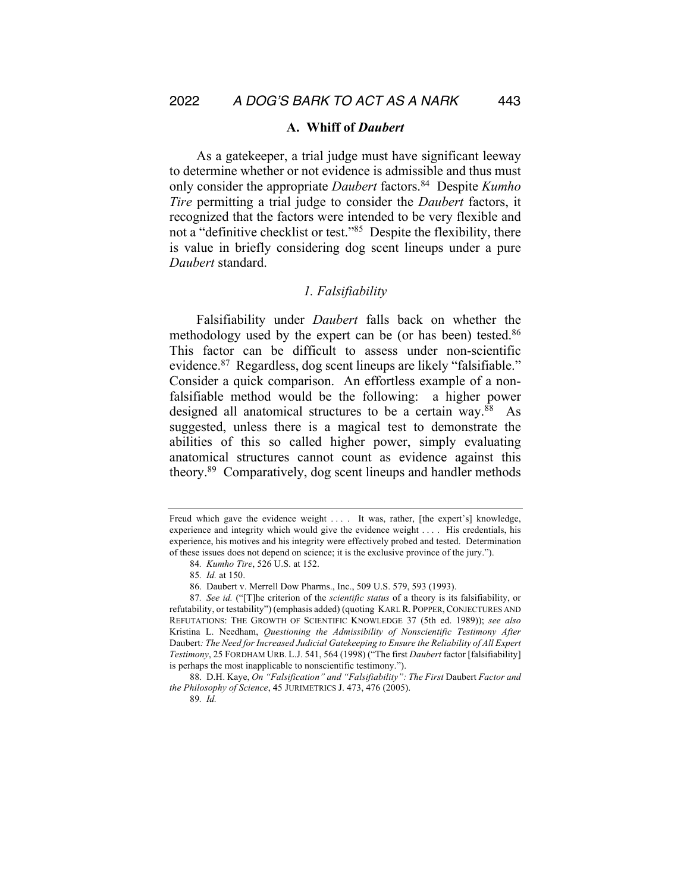### A. Whiff of *Daubert*

As a gatekeeper, a trial judge must have significant leeway to determine whether or not evidence is admissible and thus must only consider the appropriate *Daubert* factors.[84] Despite *Kumho Tire* permitting a trial judge to consider the *Daubert* factors, it recognized that the factors were intended to be very flexible and not a "definitive checklist or test."[85] Despite the flexibility, there is value in briefly considering dog scent lineups under a pure *Daubert* standard.

#### *1. Falsifiability*

Falsifiability under *Daubert* falls back on whether the methodology used by the expert can be (or has been) tested.[86] This factor can be difficult to assess under non-scientific evidence.[87] Regardless, dog scent lineups are likely "falsifiable." Consider a quick comparison. An effortless example of a non-falsifiable method would be the following: a higher power designed all anatomical structures to be a certain way.[88] As suggested, unless there is a magical test to demonstrate the abilities of this so called higher power, simply evaluating anatomical structures cannot count as evidence against this theory.[89] Comparatively, dog scent lineups and handler methods

---

Freud which gave the evidence weight . . . . It was, rather, [the expert's] knowledge, experience and integrity which would give the evidence weight . . . . His credentials, his experience, his motives and his integrity were effectively probed and tested. Determination of these issues does not depend on science; it is the exclusive province of the jury.").

84. *Kumho Tire*, 526 U.S. at 152.

85. *Id.* at 150.

86. Daubert v. Merrell Dow Pharms., Inc., 509 U.S. 579, 593 (1993).

87. *See id.* ("[T]he criterion of the *scientific status* of a theory is its falsifiability, or refutability, or testability") (emphasis added) (quoting KARL R. POPPER, CONJECTURES AND REFUTATIONS: THE GROWTH OF SCIENTIFIC KNOWLEDGE 37 (5th ed. 1989)); *see also* Kristina L. Needham, *Questioning the Admissibility of Nonscientific Testimony After* Daubert*: The Need for Increased Judicial Gatekeeping to Ensure the Reliability of All Expert Testimony*, 25 FORDHAM URB. L.J. 541, 564 (1998) ("The first *Daubert* factor [falsifiability] is perhaps the most inapplicable to nonscientific testimony.").

88. D.H. Kaye, *On "Falsification" and "Falsifiability": The First* Daubert *Factor and the Philosophy of Science*, 45 JURIMETRICS J. 473, 476 (2005).

89. *Id.*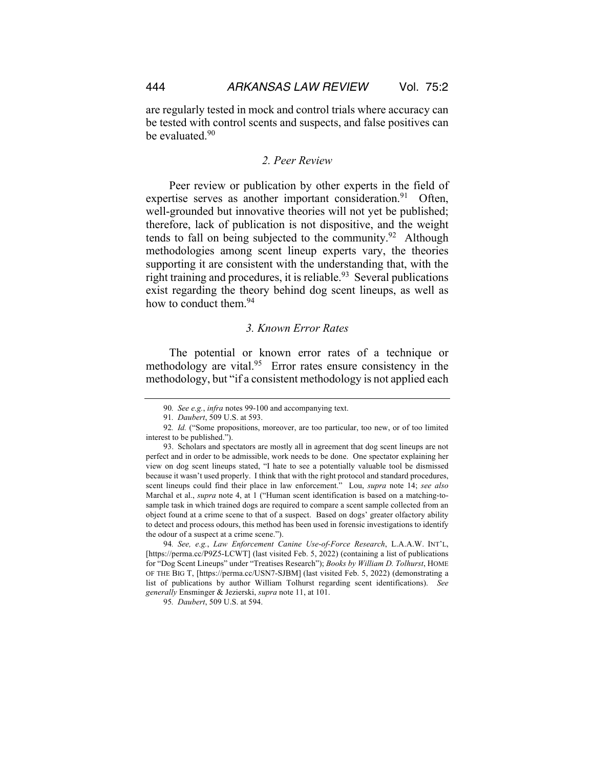are regularly tested in mock and control trials where accuracy can be tested with control scents and suspects, and false positives can be evaluated.[90]

### *2. Peer Review*

Peer review or publication by other experts in the field of expertise serves as another important consideration.[91] Often, well-grounded but innovative theories will not yet be published; therefore, lack of publication is not dispositive, and the weight tends to fall on being subjected to the community.[92] Although methodologies among scent lineup experts vary, the theories supporting it are consistent with the understanding that, with the right training and procedures, it is reliable.[93] Several publications exist regarding the theory behind dog scent lineups, as well as how to conduct them.[94]

### *3. Known Error Rates*

The potential or known error rates of a technique or methodology are vital.[95] Error rates ensure consistency in the methodology, but "if a consistent methodology is not applied each

---

90. *See e.g.*, *infra* notes 99-100 and accompanying text.

91. *Daubert*, 509 U.S. at 593.

92. *Id.* ("Some propositions, moreover, are too particular, too new, or of too limited interest to be published.").

93. Scholars and spectators are mostly all in agreement that dog scent lineups are not perfect and in order to be admissible, work needs to be done. One spectator explaining her view on dog scent lineups stated, "I hate to see a potentially valuable tool be dismissed because it wasn't used properly. I think that with the right protocol and standard procedures, scent lineups could find their place in law enforcement." Lou, *supra* note 14; *see also* Marchal et al., *supra* note 4, at 1 ("Human scent identification is based on a matching-to-sample task in which trained dogs are required to compare a scent sample collected from an object found at a crime scene to that of a suspect. Based on dogs' greater olfactory ability to detect and process odours, this method has been used in forensic investigations to identify the odour of a suspect at a crime scene.").

94. *See, e.g.*, *Law Enforcement Canine Use-of-Force Research*, L.A.A.W. INT'L, [https://perma.cc/P9Z5-LCWT] (last visited Feb. 5, 2022) (containing a list of publications for "Dog Scent Lineups" under "Treatises Research"); *Books by William D. Tolhurst*, HOME OF THE BIG T, [https://perma.cc/USN7-SJBM] (last visited Feb. 5, 2022) (demonstrating a list of publications by author William Tolhurst regarding scent identifications). *See generally* Ensminger & Jezierski, *supra* note 11, at 101.

95. *Daubert*, 509 U.S. at 594.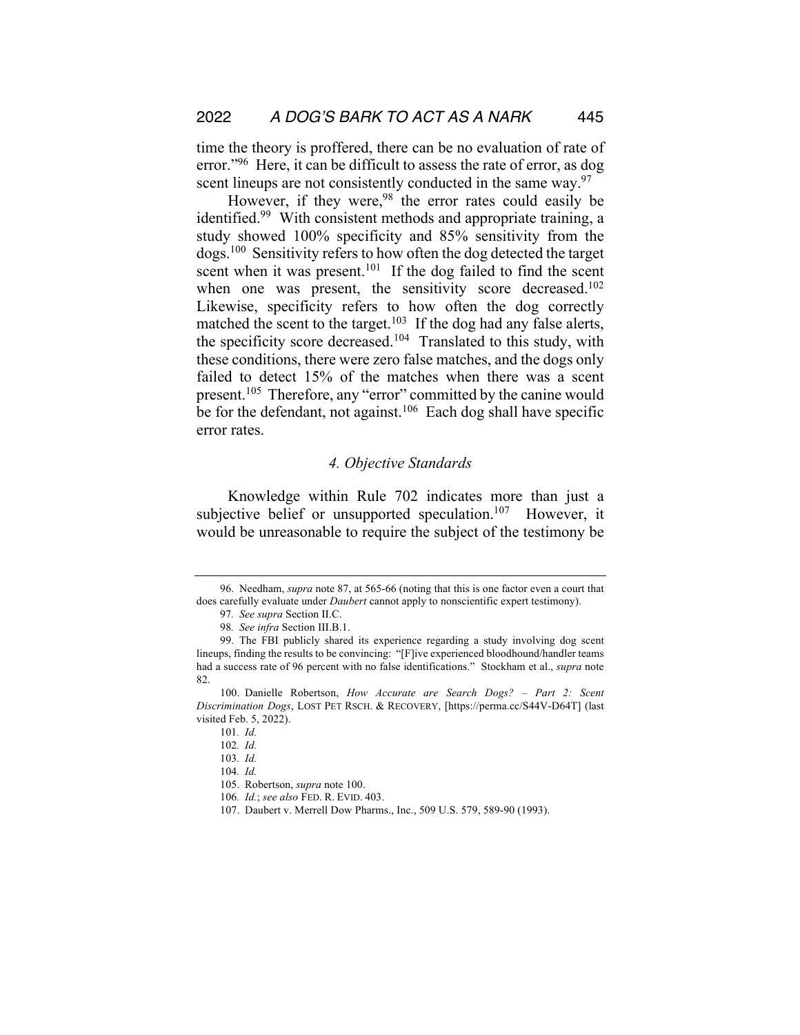time the theory is proffered, there can be no evaluation of rate of error."[96] Here, it can be difficult to assess the rate of error, as dog scent lineups are not consistently conducted in the same way.[97]

However, if they were,[98] the error rates could easily be identified.[99] With consistent methods and appropriate training, a study showed 100% specificity and 85% sensitivity from the dogs.[100] Sensitivity refers to how often the dog detected the target scent when it was present.[101] If the dog failed to find the scent when one was present, the sensitivity score decreased.[102] Likewise, specificity refers to how often the dog correctly matched the scent to the target.[103] If the dog had any false alerts, the specificity score decreased.[104] Translated to this study, with these conditions, there were zero false matches, and the dogs only failed to detect 15% of the matches when there was a scent present.[105] Therefore, any "error" committed by the canine would be for the defendant, not against.[106] Each dog shall have specific error rates.

### *4. Objective Standards*

Knowledge within Rule 702 indicates more than just a subjective belief or unsupported speculation.[107] However, it would be unreasonable to require the subject of the testimony be

---

96. Needham, *supra* note 87, at 565-66 (noting that this is one factor even a court that does carefully evaluate under *Daubert* cannot apply to nonscientific expert testimony).

97. *See supra* Section II.C.

98. *See infra* Section III.B.1.

99. The FBI publicly shared its experience regarding a study involving dog scent lineups, finding the results to be convincing: "[F]ive experienced bloodhound/handler teams had a success rate of 96 percent with no false identifications." Stockham et al., *supra* note 82.

100. Danielle Robertson, *How Accurate are Search Dogs? – Part 2: Scent Discrimination Dogs*, LOST PET RSCH. & RECOVERY, [https://perma.cc/S44V-D64T] (last visited Feb. 5, 2022).

101. *Id.*

102. *Id.*

103. *Id.*

104. *Id.*

105. Robertson, *supra* note 100.

106. *Id.*; *see also* FED. R. EVID. 403.

107. Daubert v. Merrell Dow Pharms., Inc., 509 U.S. 579, 589-90 (1993).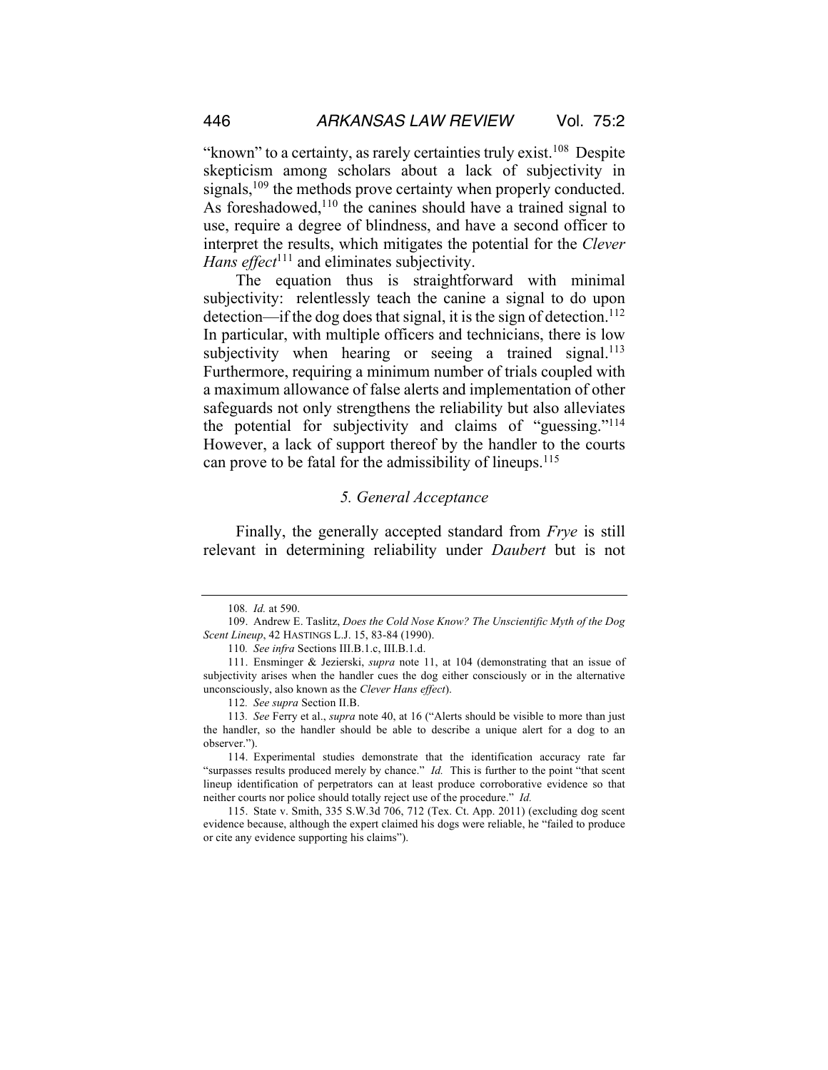"known" to a certainty, as rarely certainties truly exist.[108] Despite skepticism among scholars about a lack of subjectivity in signals,[109] the methods prove certainty when properly conducted. As foreshadowed,[110] the canines should have a trained signal to use, require a degree of blindness, and have a second officer to interpret the results, which mitigates the potential for the *Clever Hans effect*[111] and eliminates subjectivity.

The equation thus is straightforward with minimal subjectivity: relentlessly teach the canine a signal to do upon detection—if the dog does that signal, it is the sign of detection.[112] In particular, with multiple officers and technicians, there is low subjectivity when hearing or seeing a trained signal.[113] Furthermore, requiring a minimum number of trials coupled with a maximum allowance of false alerts and implementation of other safeguards not only strengthens the reliability but also alleviates the potential for subjectivity and claims of "guessing."[114] However, a lack of support thereof by the handler to the courts can prove to be fatal for the admissibility of lineups.[115]

### *5. General Acceptance*

Finally, the generally accepted standard from *Frye* is still relevant in determining reliability under *Daubert* but is not

---

108. *Id.* at 590.

109. Andrew E. Taslitz, *Does the Cold Nose Know? The Unscientific Myth of the Dog Scent Lineup*, 42 HASTINGS L.J. 15, 83-84 (1990).

110. *See infra* Sections III.B.1.c, III.B.1.d.

111. Ensminger & Jezierski, *supra* note 11, at 104 (demonstrating that an issue of subjectivity arises when the handler cues the dog either consciously or in the alternative unconsciously, also known as the *Clever Hans effect*).

112. *See supra* Section II.B.

113. *See* Ferry et al., *supra* note 40, at 16 ("Alerts should be visible to more than just the handler, so the handler should be able to describe a unique alert for a dog to an observer.").

114. Experimental studies demonstrate that the identification accuracy rate far "surpasses results produced merely by chance." *Id.* This is further to the point "that scent lineup identification of perpetrators can at least produce corroborative evidence so that neither courts nor police should totally reject use of the procedure." *Id.*

115. State v. Smith, 335 S.W.3d 706, 712 (Tex. Ct. App. 2011) (excluding dog scent evidence because, although the expert claimed his dogs were reliable, he "failed to produce or cite any evidence supporting his claims").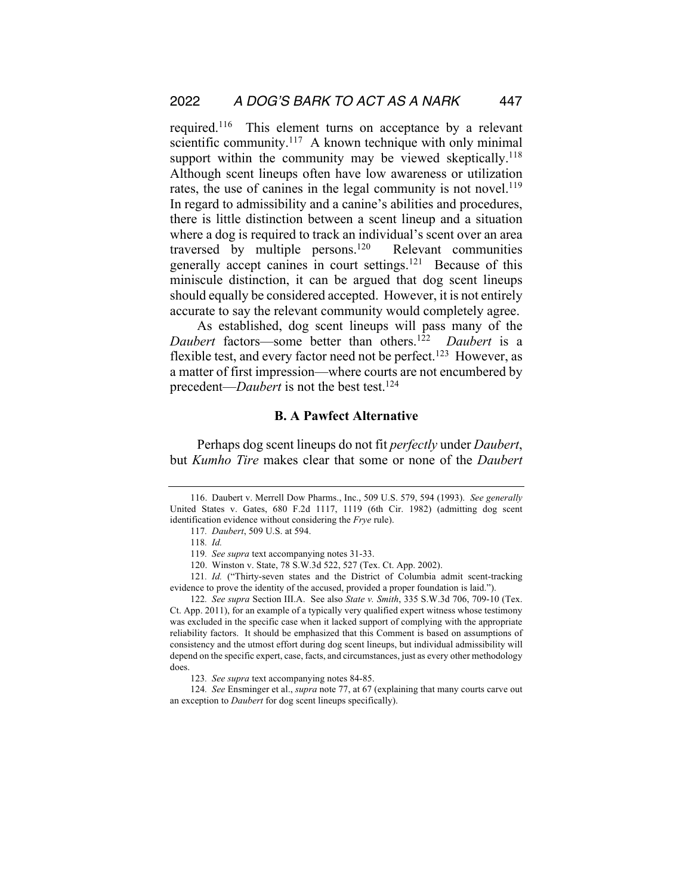required.[116] This element turns on acceptance by a relevant scientific community.[117] A known technique with only minimal support within the community may be viewed skeptically.[118] Although scent lineups often have low awareness or utilization rates, the use of canines in the legal community is not novel.[119] In regard to admissibility and a canine's abilities and procedures, there is little distinction between a scent lineup and a situation where a dog is required to track an individual's scent over an area traversed by multiple persons.[120] Relevant communities generally accept canines in court settings.[121] Because of this miniscule distinction, it can be argued that dog scent lineups should equally be considered accepted. However, it is not entirely accurate to say the relevant community would completely agree.

As established, dog scent lineups will pass many of the *Daubert* factors—some better than others.[122] *Daubert* is a flexible test, and every factor need not be perfect.[123] However, as a matter of first impression—where courts are not encumbered by precedent—*Daubert* is not the best test.[124]

### B. A Pawfect Alternative

Perhaps dog scent lineups do not fit *perfectly* under *Daubert*, but *Kumho Tire* makes clear that some or none of the *Daubert*

---

116. Daubert v. Merrell Dow Pharms., Inc., 509 U.S. 579, 594 (1993). *See generally* United States v. Gates, 680 F.2d 1117, 1119 (6th Cir. 1982) (admitting dog scent identification evidence without considering the *Frye* rule).

117. *Daubert*, 509 U.S. at 594.

118. *Id.*

119. *See supra* text accompanying notes 31-33.

120. Winston v. State, 78 S.W.3d 522, 527 (Tex. Ct. App. 2002).

121. *Id.* ("Thirty-seven states and the District of Columbia admit scent-tracking evidence to prove the identity of the accused, provided a proper foundation is laid.").

122. *See supra* Section III.A. See also *State v. Smith*, 335 S.W.3d 706, 709-10 (Tex. Ct. App. 2011), for an example of a typically very qualified expert witness whose testimony was excluded in the specific case when it lacked support of complying with the appropriate reliability factors. It should be emphasized that this Comment is based on assumptions of consistency and the utmost effort during dog scent lineups, but individual admissibility will depend on the specific expert, case, facts, and circumstances, just as every other methodology does.

123. *See supra* text accompanying notes 84-85.

124. *See* Ensminger et al., *supra* note 77, at 67 (explaining that many courts carve out an exception to *Daubert* for dog scent lineups specifically).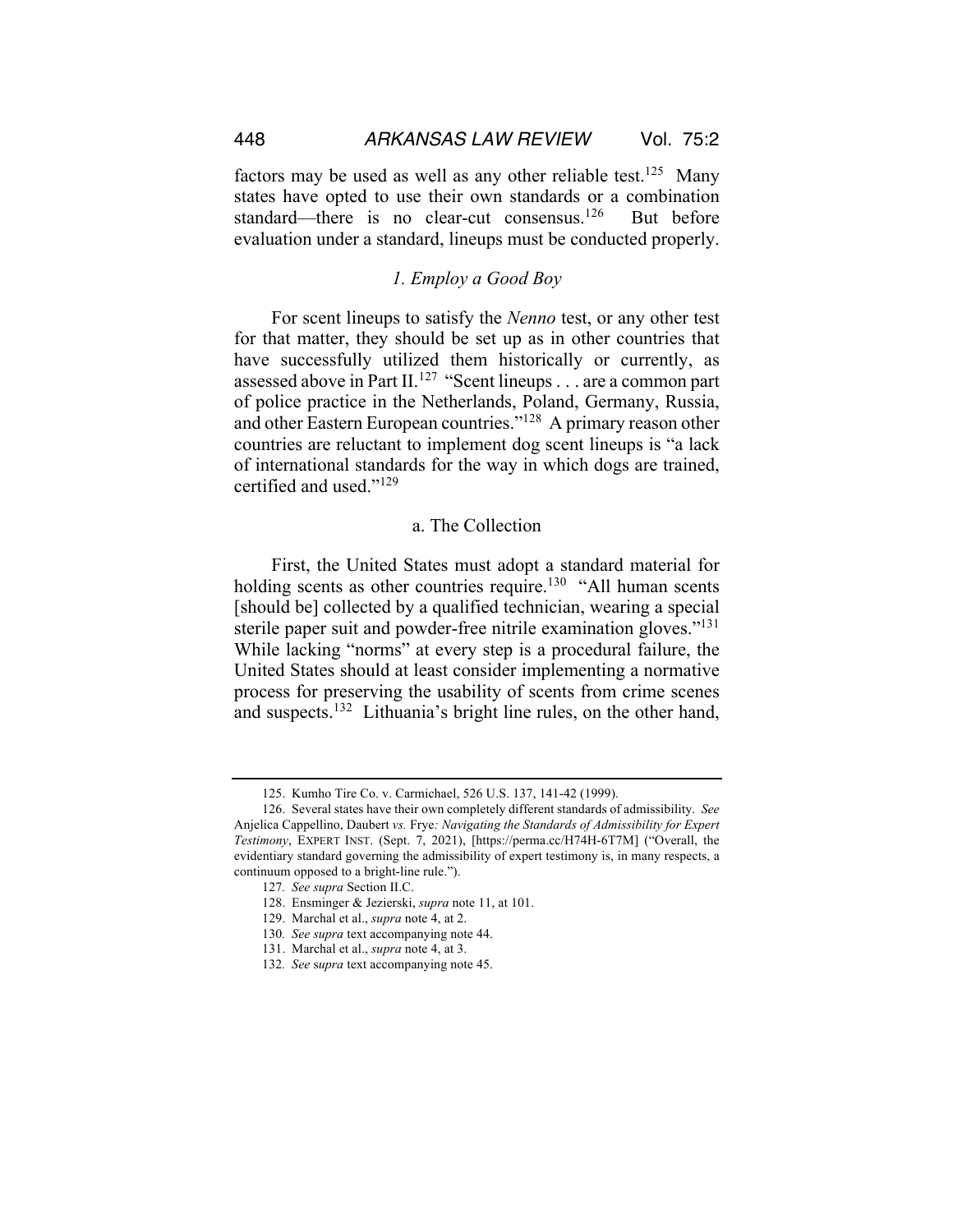factors may be used as well as any other reliable test.[125] Many states have opted to use their own standards or a combination standard—there is no clear-cut consensus.[126] But before evaluation under a standard, lineups must be conducted properly.

### *1. Employ a Good Boy*

For scent lineups to satisfy the *Nenno* test, or any other test for that matter, they should be set up as in other countries that have successfully utilized them historically or currently, as assessed above in Part II.[127] "Scent lineups . . . are a common part of police practice in the Netherlands, Poland, Germany, Russia, and other Eastern European countries."[128] A primary reason other countries are reluctant to implement dog scent lineups is "a lack of international standards for the way in which dogs are trained, certified and used."[129]

#### a. The Collection

First, the United States must adopt a standard material for holding scents as other countries require.[130] "All human scents [should be] collected by a qualified technician, wearing a special sterile paper suit and powder-free nitrile examination gloves."[131] While lacking "norms" at every step is a procedural failure, the United States should at least consider implementing a normative process for preserving the usability of scents from crime scenes and suspects.[132] Lithuania's bright line rules, on the other hand,

---

125. Kumho Tire Co. v. Carmichael, 526 U.S. 137, 141-42 (1999).

126. Several states have their own completely different standards of admissibility. *See* Anjelica Cappellino, *Daubert vs.* Frye*: Navigating the Standards of Admissibility for Expert Testimony*, EXPERT INST. (Sept. 7, 2021), [https://perma.cc/H74H-6T7M] ("Overall, the evidentiary standard governing the admissibility of expert testimony is, in many respects, a continuum opposed to a bright-line rule.").

127. *See supra* Section II.C.

128. Ensminger & Jezierski, *supra* note 11, at 101.

129. Marchal et al., *supra* note 4, at 2.

130. *See supra* text accompanying note 44.

131. Marchal et al., *supra* note 4, at 3.

132. *See supra* text accompanying note 45.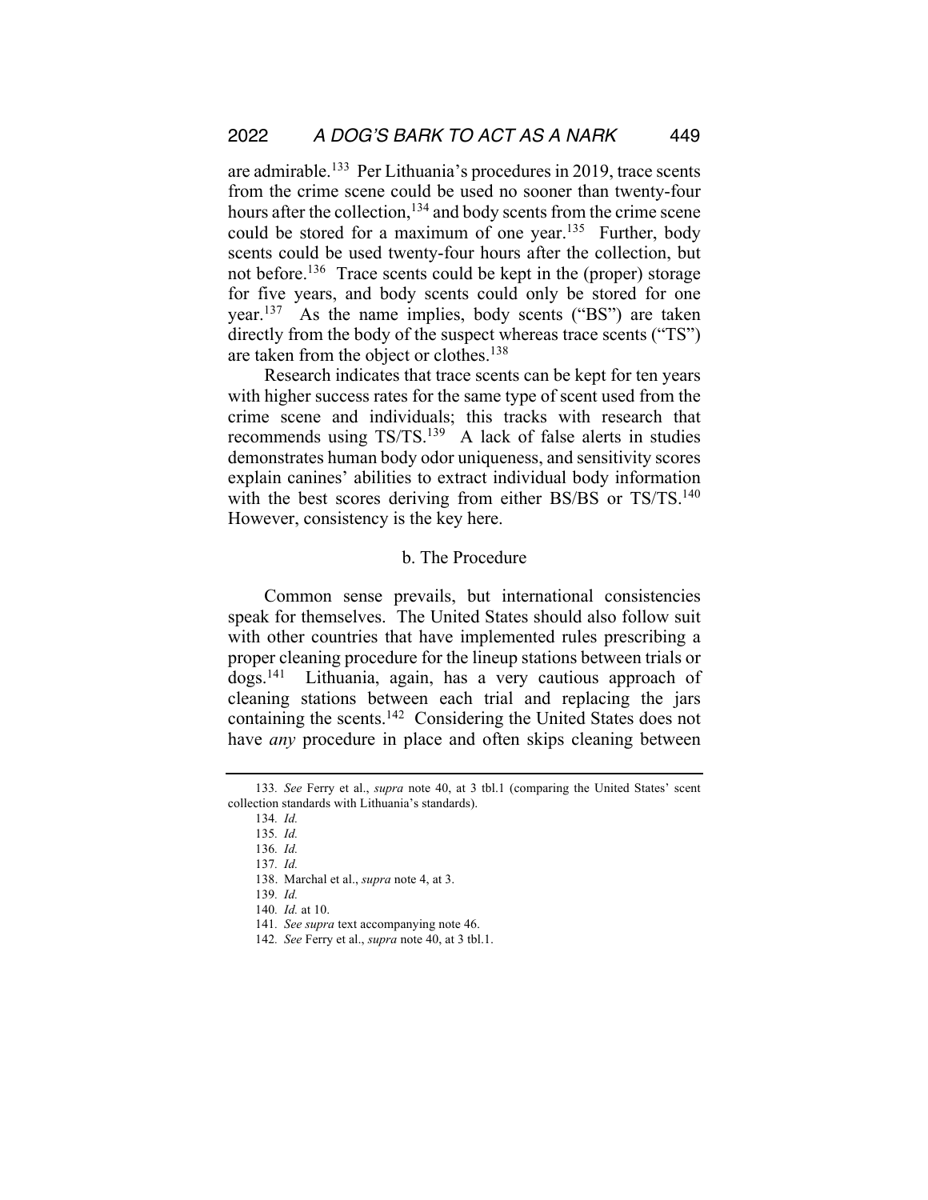are admirable.[133] Per Lithuania's procedures in 2019, trace scents from the crime scene could be used no sooner than twenty-four hours after the collection,[134] and body scents from the crime scene could be stored for a maximum of one year.[135] Further, body scents could be used twenty-four hours after the collection, but not before.[136] Trace scents could be kept in the (proper) storage for five years, and body scents could only be stored for one year.[137] As the name implies, body scents ("BS") are taken directly from the body of the suspect whereas trace scents ("TS") are taken from the object or clothes.[138]

Research indicates that trace scents can be kept for ten years with higher success rates for the same type of scent used from the crime scene and individuals; this tracks with research that recommends using TS/TS.[139] A lack of false alerts in studies demonstrates human body odor uniqueness, and sensitivity scores explain canines' abilities to extract individual body information with the best scores deriving from either BS/BS or TS/TS.[140] However, consistency is the key here.

### b. The Procedure

Common sense prevails, but international consistencies speak for themselves. The United States should also follow suit with other countries that have implemented rules prescribing a proper cleaning procedure for the lineup stations between trials or dogs.[141] Lithuania, again, has a very cautious approach of cleaning stations between each trial and replacing the jars containing the scents.[142] Considering the United States does not have *any* procedure in place and often skips cleaning between

---

133. *See* Ferry et al., *supra* note 40, at 3 tbl.1 (comparing the United States' scent collection standards with Lithuania's standards).

134. *Id.*

135. *Id.*

136. *Id.*

137. *Id.*

138. Marchal et al., *supra* note 4, at 3.

139. *Id.*

140. *Id.* at 10.

141. *See supra* text accompanying note 46.

142. *See* Ferry et al., *supra* note 40, at 3 tbl.1.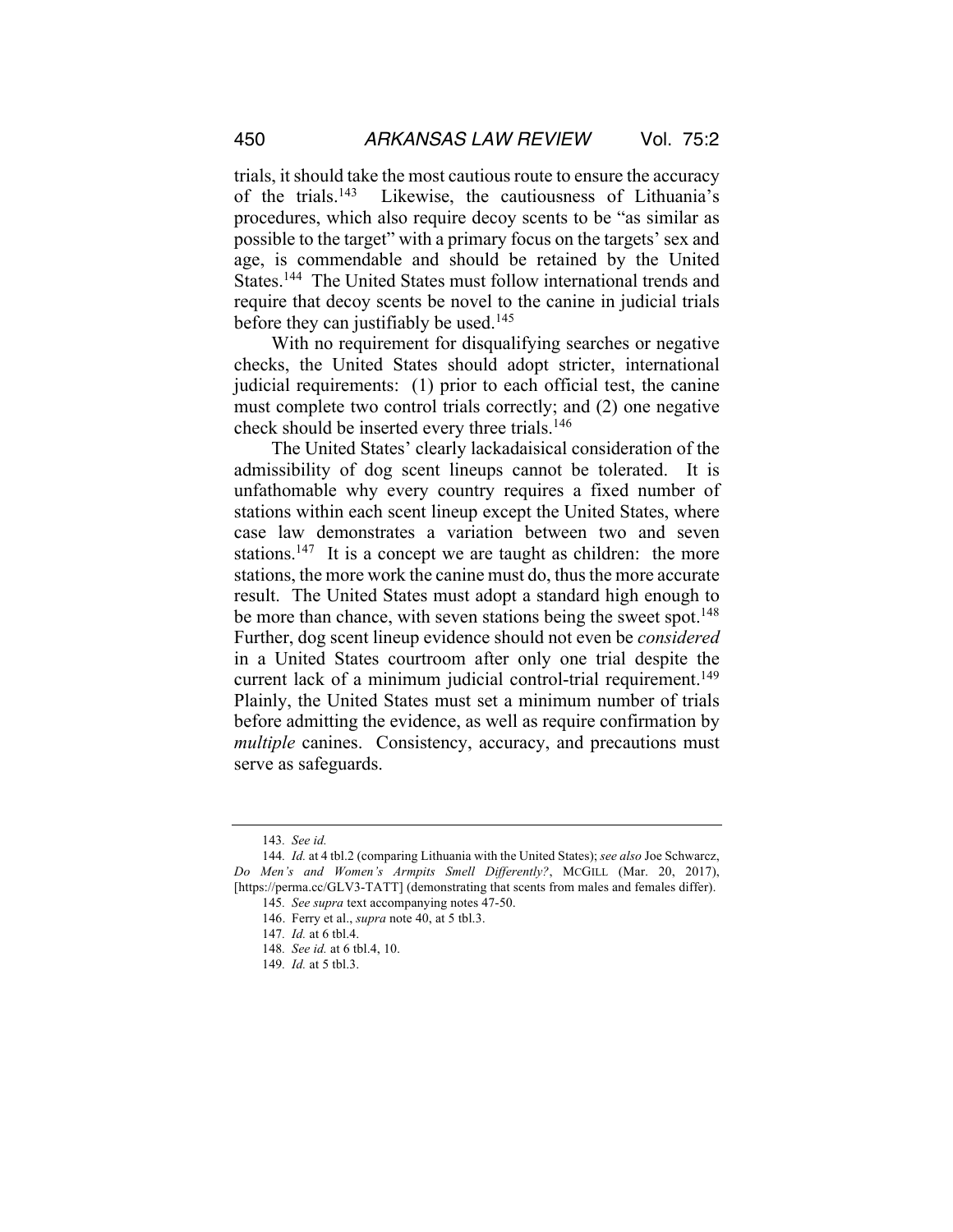trials, it should take the most cautious route to ensure the accuracy of the trials.[143] Likewise, the cautiousness of Lithuania's procedures, which also require decoy scents to be "as similar as possible to the target" with a primary focus on the targets' sex and age, is commendable and should be retained by the United States.[144] The United States must follow international trends and require that decoy scents be novel to the canine in judicial trials before they can justifiably be used.[145]

With no requirement for disqualifying searches or negative checks, the United States should adopt stricter, international judicial requirements: (1) prior to each official test, the canine must complete two control trials correctly; and (2) one negative check should be inserted every three trials.[146]

The United States' clearly lackadaisical consideration of the admissibility of dog scent lineups cannot be tolerated. It is unfathomable why every country requires a fixed number of stations within each scent lineup except the United States, where case law demonstrates a variation between two and seven stations.[147] It is a concept we are taught as children: the more stations, the more work the canine must do, thus the more accurate result. The United States must adopt a standard high enough to be more than chance, with seven stations being the sweet spot.[148] Further, dog scent lineup evidence should not even be *considered* in a United States courtroom after only one trial despite the current lack of a minimum judicial control-trial requirement.[149] Plainly, the United States must set a minimum number of trials before admitting the evidence, as well as require confirmation by *multiple* canines. Consistency, accuracy, and precautions must serve as safeguards.

---

143. *See id.*

144. *Id.* at 4 tbl.2 (comparing Lithuania with the United States); *see also* Joe Schwarcz, *Do Men's and Women's Armpits Smell Differently?*, MCGILL (Mar. 20, 2017), [https://perma.cc/GLV3-TATT] (demonstrating that scents from males and females differ).

145. *See supra* text accompanying notes 47-50.

146. Ferry et al., *supra* note 40, at 5 tbl.3.

147. *Id.* at 6 tbl.4.

148. *See id.* at 6 tbl.4, 10.

149. *Id.* at 5 tbl.3.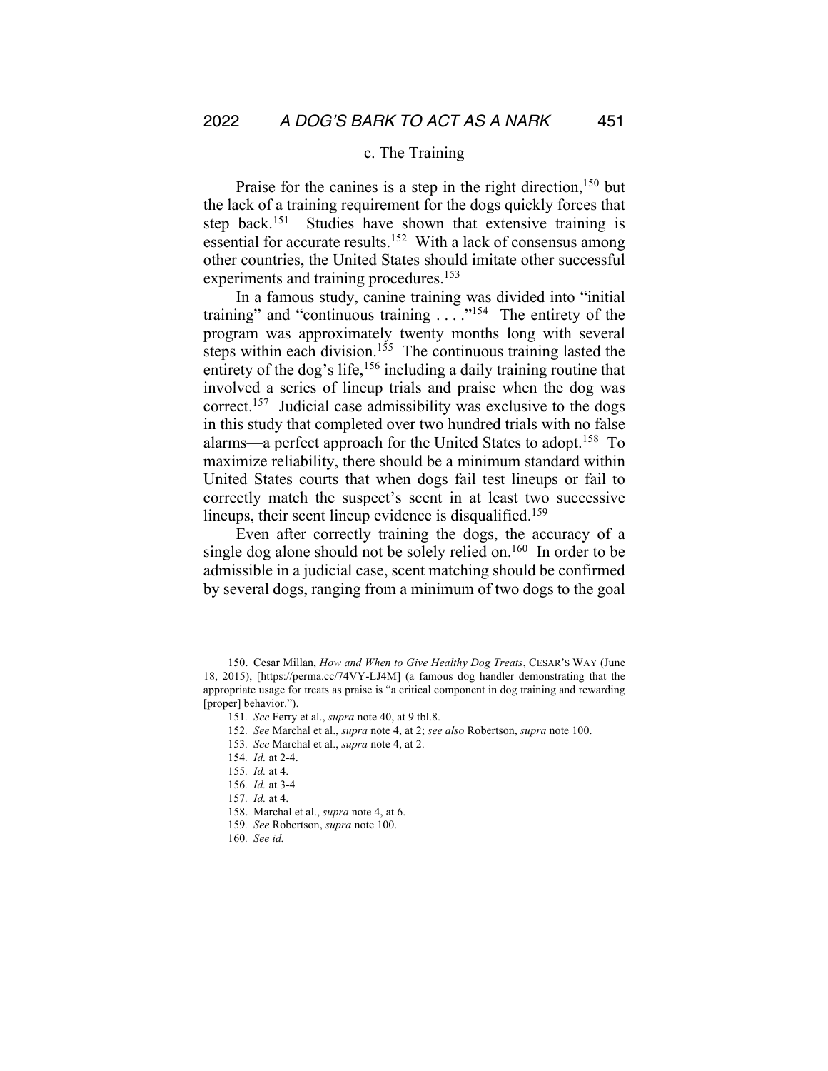### c. The Training

Praise for the canines is a step in the right direction,[150] but the lack of a training requirement for the dogs quickly forces that step back.[151] Studies have shown that extensive training is essential for accurate results.[152] With a lack of consensus among other countries, the United States should imitate other successful experiments and training procedures.[153]

In a famous study, canine training was divided into "initial training" and "continuous training . . . ."[154] The entirety of the program was approximately twenty months long with several steps within each division.[155] The continuous training lasted the entirety of the dog's life,[156] including a daily training routine that involved a series of lineup trials and praise when the dog was correct.[157] Judicial case admissibility was exclusive to the dogs in this study that completed over two hundred trials with no false alarms—a perfect approach for the United States to adopt.[158] To maximize reliability, there should be a minimum standard within United States courts that when dogs fail test lineups or fail to correctly match the suspect's scent in at least two successive lineups, their scent lineup evidence is disqualified.[159]

Even after correctly training the dogs, the accuracy of a single dog alone should not be solely relied on.[160] In order to be admissible in a judicial case, scent matching should be confirmed by several dogs, ranging from a minimum of two dogs to the goal

---

150. Cesar Millan, *How and When to Give Healthy Dog Treats*, CESAR'S WAY (June 18, 2015), [https://perma.cc/74VY-LJ4M] (a famous dog handler demonstrating that the appropriate usage for treats as praise is "a critical component in dog training and rewarding [proper] behavior.").

151. *See* Ferry et al., *supra* note 40, at 9 tbl.8.

152. *See* Marchal et al., *supra* note 4, at 2; *see also* Robertson, *supra* note 100.

153. *See* Marchal et al., *supra* note 4, at 2.

154. *Id.* at 2-4.

155. *Id.* at 4.

156. *Id.* at 3-4

157. *Id.* at 4.

158. Marchal et al., *supra* note 4, at 6.

159. *See* Robertson, *supra* note 100.

160. *See id.*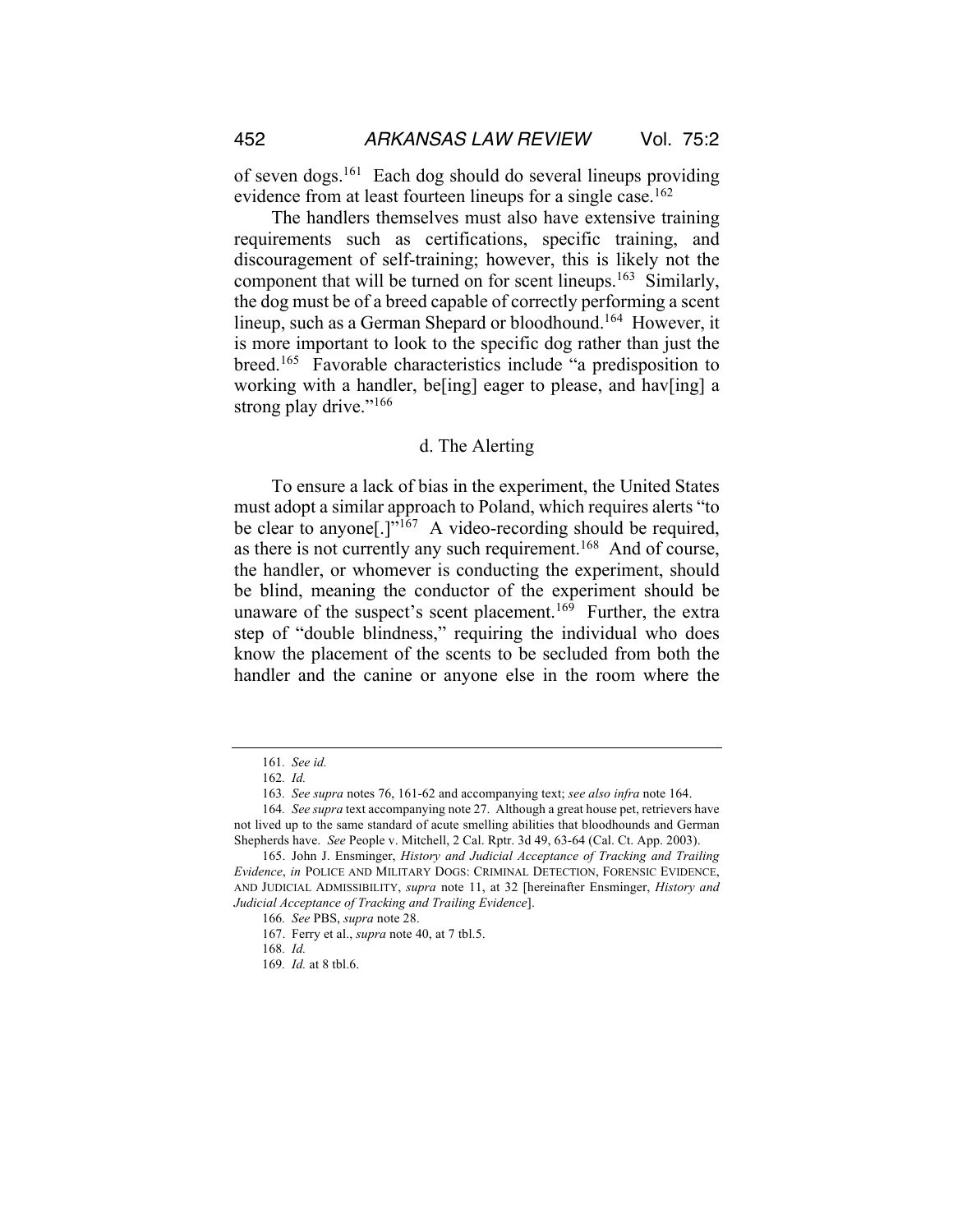of seven dogs.[161] Each dog should do several lineups providing evidence from at least fourteen lineups for a single case.[162]

The handlers themselves must also have extensive training requirements such as certifications, specific training, and discouragement of self-training; however, this is likely not the component that will be turned on for scent lineups.[163] Similarly, the dog must be of a breed capable of correctly performing a scent lineup, such as a German Shepard or bloodhound.[164] However, it is more important to look to the specific dog rather than just the breed.[165] Favorable characteristics include "a predisposition to working with a handler, be[ing] eager to please, and hav[ing] a strong play drive."[166]

#### d. The Alerting

To ensure a lack of bias in the experiment, the United States must adopt a similar approach to Poland, which requires alerts "to be clear to anyone[.]"[167] A video-recording should be required, as there is not currently any such requirement.[168] And of course, the handler, or whomever is conducting the experiment, should be blind, meaning the conductor of the experiment should be unaware of the suspect's scent placement.[169] Further, the extra step of "double blindness," requiring the individual who does know the placement of the scents to be secluded from both the handler and the canine or anyone else in the room where the

---

161. *See id.*

162. *Id.*

163. *See supra* notes 76, 161-62 and accompanying text; *see also infra* note 164.

164. *See supra* text accompanying note 27. Although a great house pet, retrievers have not lived up to the same standard of acute smelling abilities that bloodhounds and German Shepherds have. *See* People v. Mitchell, 2 Cal. Rptr. 3d 49, 63-64 (Cal. Ct. App. 2003).

165. John J. Ensminger, *History and Judicial Acceptance of Tracking and Trailing Evidence*, *in* POLICE AND MILITARY DOGS: CRIMINAL DETECTION, FORENSIC EVIDENCE, AND JUDICIAL ADMISSIBILITY, *supra* note 11, at 32 [hereinafter Ensminger, *History and Judicial Acceptance of Tracking and Trailing Evidence*].

166. *See* PBS, *supra* note 28.

167. Ferry et al., *supra* note 40, at 7 tbl.5.

168. *Id.*

169. *Id.* at 8 tbl.6.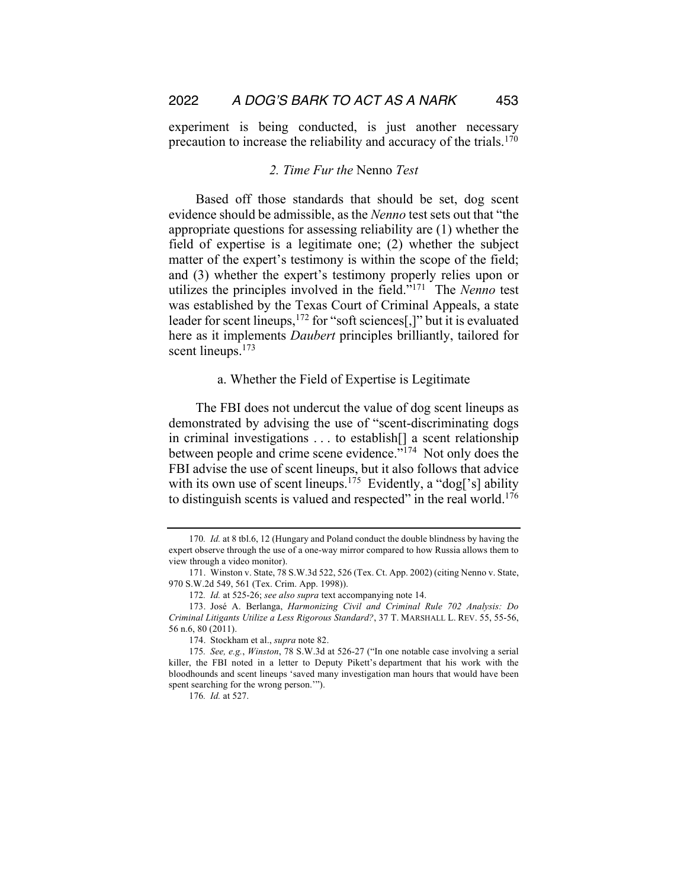experiment is being conducted, is just another necessary precaution to increase the reliability and accuracy of the trials.[170]

### *2. Time Fur the* Nenno *Test*

Based off those standards that should be set, dog scent evidence should be admissible, as the *Nenno* test sets out that "the appropriate questions for assessing reliability are (1) whether the field of expertise is a legitimate one; (2) whether the subject matter of the expert's testimony is within the scope of the field; and (3) whether the expert's testimony properly relies upon or utilizes the principles involved in the field."[171] The *Nenno* test was established by the Texas Court of Criminal Appeals, a state leader for scent lineups,[172] for "soft sciences[,]" but it is evaluated here as it implements *Daubert* principles brilliantly, tailored for scent lineups.[173]

#### a. Whether the Field of Expertise is Legitimate

The FBI does not undercut the value of dog scent lineups as demonstrated by advising the use of "scent-discriminating dogs in criminal investigations . . . to establish[] a scent relationship between people and crime scene evidence."[174] Not only does the FBI advise the use of scent lineups, but it also follows that advice with its own use of scent lineups.[175] Evidently, a "dog['s] ability to distinguish scents is valued and respected" in the real world.[176]

---

170. *Id.* at 8 tbl.6, 12 (Hungary and Poland conduct the double blindness by having the expert observe through the use of a one-way mirror compared to how Russia allows them to view through a video monitor).

171. Winston v. State, 78 S.W.3d 522, 526 (Tex. Ct. App. 2002) (citing Nenno v. State, 970 S.W.2d 549, 561 (Tex. Crim. App. 1998)).

172. *Id.* at 525-26; *see also supra* text accompanying note 14.

173. José A. Berlanga, *Harmonizing Civil and Criminal Rule 702 Analysis: Do Criminal Litigants Utilize a Less Rigorous Standard?*, 37 T. MARSHALL L. REV. 55, 55-56, 56 n.6, 80 (2011).

174. Stockham et al., *supra* note 82.

175. *See, e.g.*, *Winston*, 78 S.W.3d at 526-27 ("In one notable case involving a serial killer, the FBI noted in a letter to Deputy Pikett's department that his work with the bloodhounds and scent lineups 'saved many investigation man hours that would have been spent searching for the wrong person.'").

176. *Id.* at 527.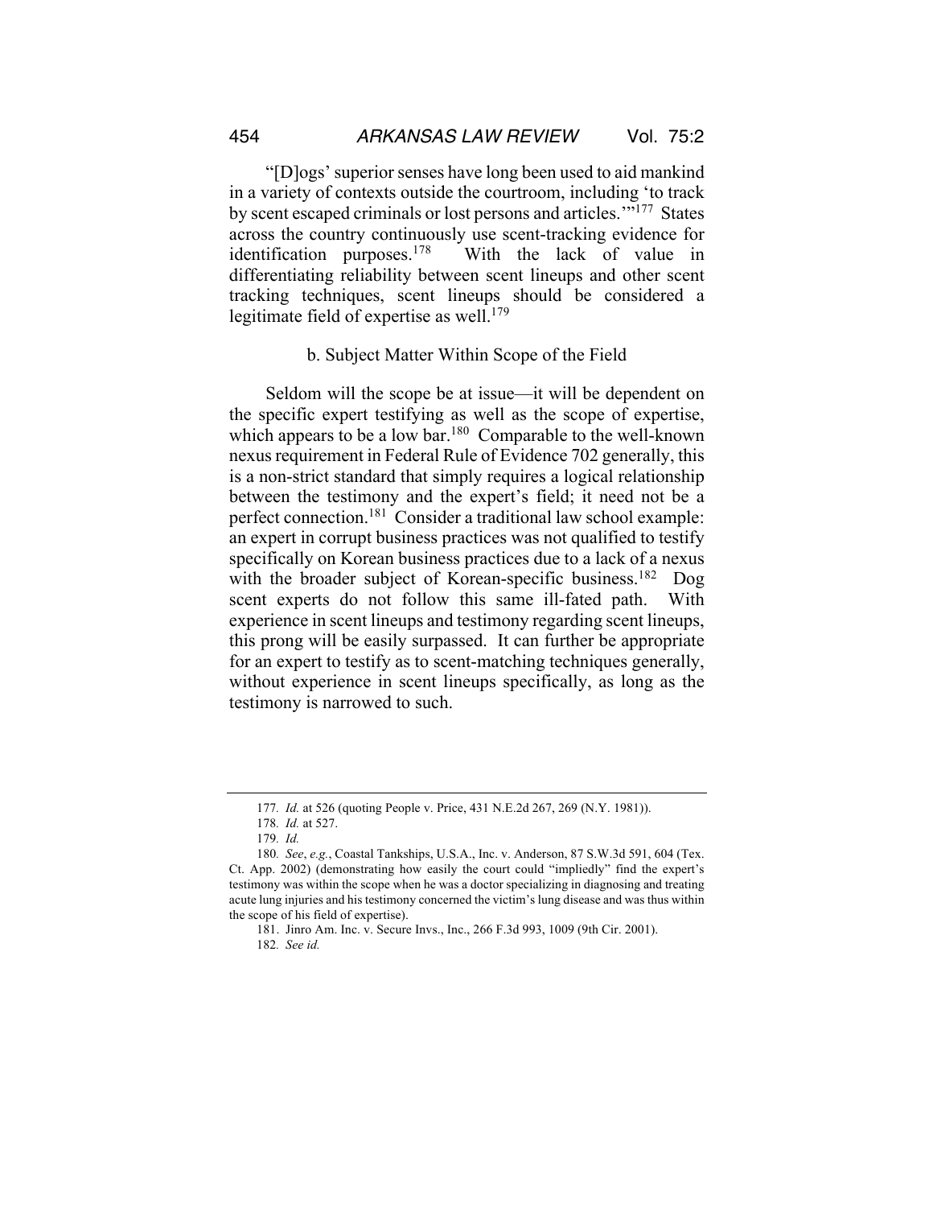"[D]ogs' superior senses have long been used to aid mankind in a variety of contexts outside the courtroom, including 'to track by scent escaped criminals or lost persons and articles.'"[177] States across the country continuously use scent-tracking evidence for identification purposes.[178] With the lack of value in differentiating reliability between scent lineups and other scent tracking techniques, scent lineups should be considered a legitimate field of expertise as well.[179]

#### b. Subject Matter Within Scope of the Field

Seldom will the scope be at issue—it will be dependent on the specific expert testifying as well as the scope of expertise, which appears to be a low bar.[180] Comparable to the well-known nexus requirement in Federal Rule of Evidence 702 generally, this is a non-strict standard that simply requires a logical relationship between the testimony and the expert's field; it need not be a perfect connection.[181] Consider a traditional law school example: an expert in corrupt business practices was not qualified to testify specifically on Korean business practices due to a lack of a nexus with the broader subject of Korean-specific business.[182] Dog scent experts do not follow this same ill-fated path. With experience in scent lineups and testimony regarding scent lineups, this prong will be easily surpassed. It can further be appropriate for an expert to testify as to scent-matching techniques generally, without experience in scent lineups specifically, as long as the testimony is narrowed to such.

---

177. *Id.* at 526 (quoting People v. Price, 431 N.E.2d 267, 269 (N.Y. 1981)).

178. *Id.* at 527.

179. *Id.*

180. *See*, *e.g.*, Coastal Tankships, U.S.A., Inc. v. Anderson, 87 S.W.3d 591, 604 (Tex. Ct. App. 2002) (demonstrating how easily the court could "impliedly" find the expert's testimony was within the scope when he was a doctor specializing in diagnosing and treating acute lung injuries and his testimony concerned the victim's lung disease and was thus within the scope of his field of expertise).

181. Jinro Am. Inc. v. Secure Invs., Inc., 266 F.3d 993, 1009 (9th Cir. 2001).

182. *See id.*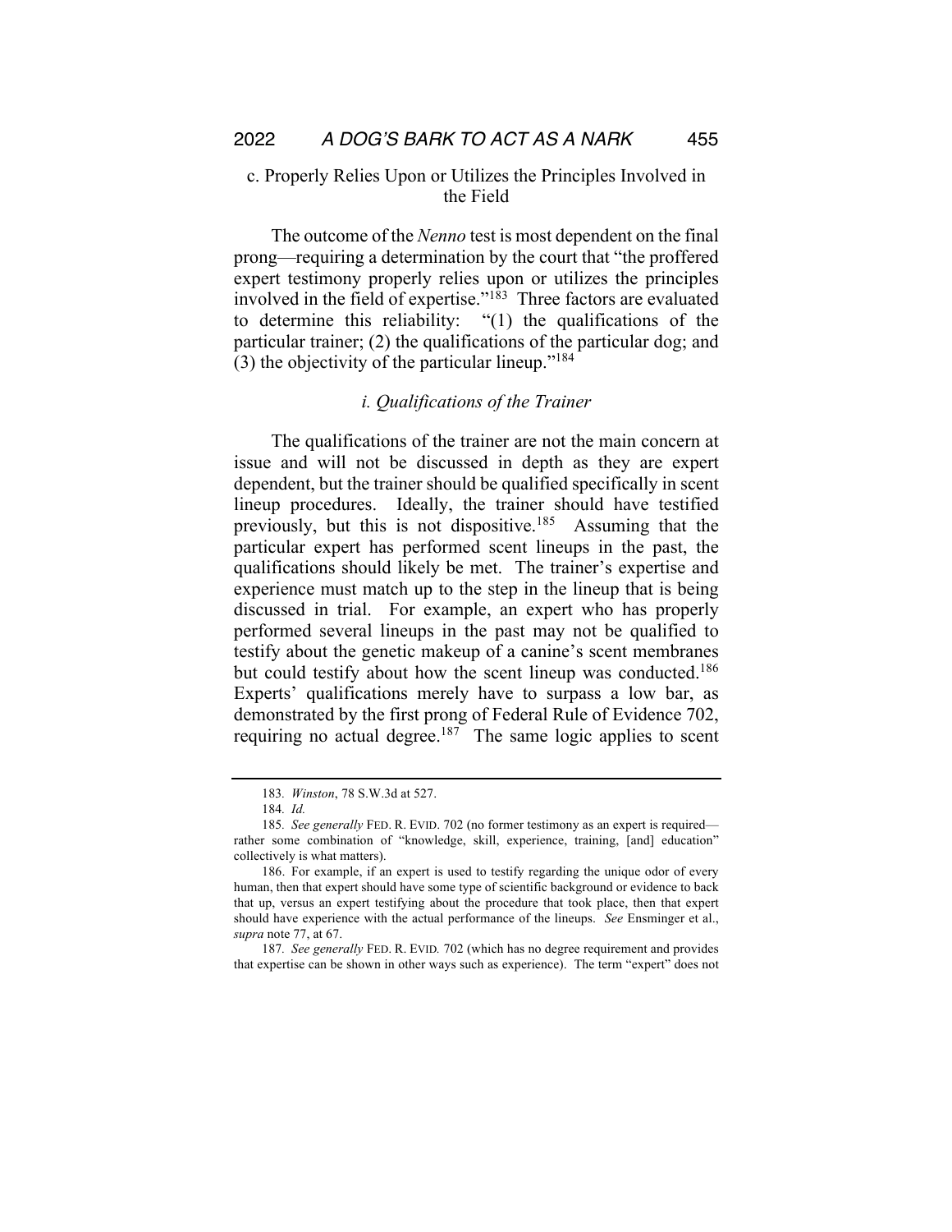### c. Properly Relies Upon or Utilizes the Principles Involved in the Field

The outcome of the *Nenno* test is most dependent on the final prong—requiring a determination by the court that "the proffered expert testimony properly relies upon or utilizes the principles involved in the field of expertise."[183] Three factors are evaluated to determine this reliability: "(1) the qualifications of the particular trainer; (2) the qualifications of the particular dog; and (3) the objectivity of the particular lineup."[184]

#### *i. Qualifications of the Trainer*

The qualifications of the trainer are not the main concern at issue and will not be discussed in depth as they are expert dependent, but the trainer should be qualified specifically in scent lineup procedures. Ideally, the trainer should have testified previously, but this is not dispositive.[185] Assuming that the particular expert has performed scent lineups in the past, the qualifications should likely be met. The trainer's expertise and experience must match up to the step in the lineup that is being discussed in trial. For example, an expert who has properly performed several lineups in the past may not be qualified to testify about the genetic makeup of a canine's scent membranes but could testify about how the scent lineup was conducted.[186] Experts' qualifications merely have to surpass a low bar, as demonstrated by the first prong of Federal Rule of Evidence 702, requiring no actual degree.[187] The same logic applies to scent

---

183. *Winston*, 78 S.W.3d at 527.

184. *Id.*

185. *See generally* FED. R. EVID. 702 (no former testimony as an expert is required—rather some combination of "knowledge, skill, experience, training, [and] education" collectively is what matters).

186. For example, if an expert is used to testify regarding the unique odor of every human, then that expert should have some type of scientific background or evidence to back that up, versus an expert testifying about the procedure that took place, then that expert should have experience with the actual performance of the lineups. *See* Ensminger et al., *supra* note 77, at 67.

187. *See generally* FED. R. EVID. 702 (which has no degree requirement and provides that expertise can be shown in other ways such as experience). The term "expert" does not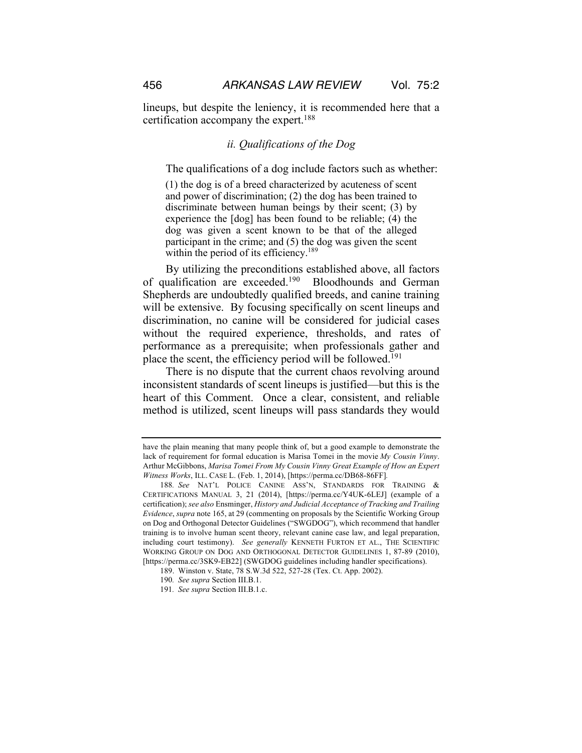lineups, but despite the leniency, it is recommended here that a certification accompany the expert.[188]

### *ii. Qualifications of the Dog*

The qualifications of a dog include factors such as whether:

> (1) the dog is of a breed characterized by acuteness of scent and power of discrimination; (2) the dog has been trained to discriminate between human beings by their scent; (3) by experience the [dog] has been found to be reliable; (4) the dog was given a scent known to be that of the alleged participant in the crime; and (5) the dog was given the scent within the period of its efficiency.[189]

By utilizing the preconditions established above, all factors of qualification are exceeded.[190] Bloodhounds and German Shepherds are undoubtedly qualified breeds, and canine training will be extensive. By focusing specifically on scent lineups and discrimination, no canine will be considered for judicial cases without the required experience, thresholds, and rates of performance as a prerequisite; when professionals gather and place the scent, the efficiency period will be followed.[191]

There is no dispute that the current chaos revolving around inconsistent standards of scent lineups is justified—but this is the heart of this Comment. Once a clear, consistent, and reliable method is utilized, scent lineups will pass standards they would

---

have the plain meaning that many people think of, but a good example to demonstrate the lack of requirement for formal education is Marisa Tomei in the movie *My Cousin Vinny*. Arthur McGibbons, *Marisa Tomei From My Cousin Vinny Great Example of How an Expert Witness Works*, ILL. CASE L. (Feb. 1, 2014), [https://perma.cc/DB68-86FF].

188. *See* NAT'L POLICE CANINE ASS'N, STANDARDS FOR TRAINING & CERTIFICATIONS MANUAL 3, 21 (2014), [https://perma.cc/Y4UK-6LEJ] (example of a certification); *see also* Ensminger, *History and Judicial Acceptance of Tracking and Trailing Evidence*, *supra* note 165, at 29 (commenting on proposals by the Scientific Working Group on Dog and Orthogonal Detector Guidelines ("SWGDOG"), which recommend that handler training is to involve human scent theory, relevant canine case law, and legal preparation, including court testimony). *See generally* KENNETH FURTON ET AL., THE SCIENTIFIC WORKING GROUP ON DOG AND ORTHOGONAL DETECTOR GUIDELINES 1, 87-89 (2010), [https://perma.cc/3SK9-EB22] (SWGDOG guidelines including handler specifications).

189. Winston v. State, 78 S.W.3d 522, 527-28 (Tex. Ct. App. 2002).

190. *See supra* Section III.B.1.

191. *See supra* Section III.B.1.c.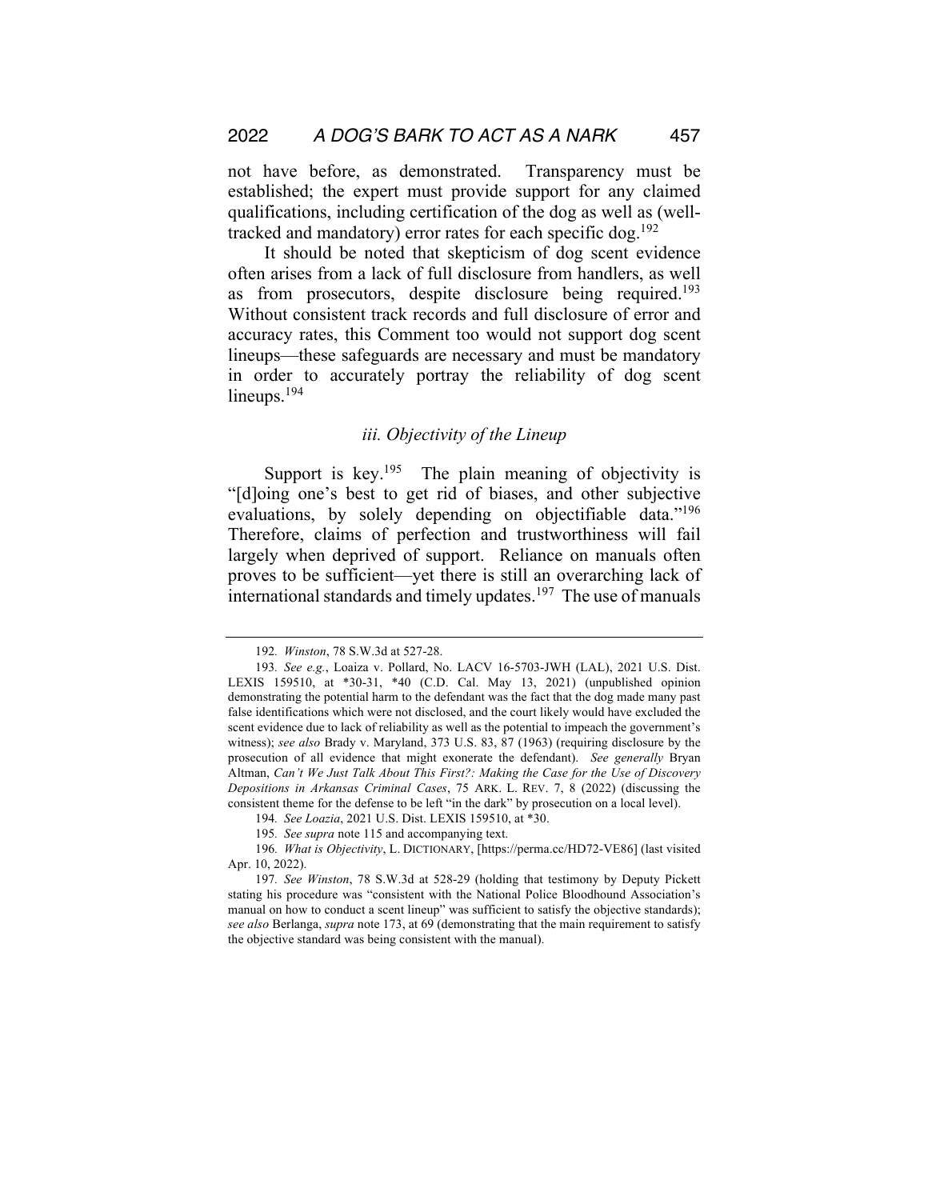not have before, as demonstrated. Transparency must be established; the expert must provide support for any claimed qualifications, including certification of the dog as well as (well-tracked and mandatory) error rates for each specific dog.[192]

It should be noted that skepticism of dog scent evidence often arises from a lack of full disclosure from handlers, as well as from prosecutors, despite disclosure being required.[193] Without consistent track records and full disclosure of error and accuracy rates, this Comment too would not support dog scent lineups—these safeguards are necessary and must be mandatory in order to accurately portray the reliability of dog scent lineups.[194]

### *iii. Objectivity of the Lineup*

Support is key.[195] The plain meaning of objectivity is "[d]oing one's best to get rid of biases, and other subjective evaluations, by solely depending on objectifiable data."[196] Therefore, claims of perfection and trustworthiness will fail largely when deprived of support. Reliance on manuals often proves to be sufficient—yet there is still an overarching lack of international standards and timely updates.[197] The use of manuals

---

192. *Winston*, 78 S.W.3d at 527-28.

193. *See e.g.*, Loaiza v. Pollard, No. LACV 16-5703-JWH (LAL), 2021 U.S. Dist. LEXIS 159510, at *30-31, *40 (C.D. Cal. May 13, 2021) (unpublished opinion demonstrating the potential harm to the defendant was the fact that the dog made many past false identifications which were not disclosed, and the court likely would have excluded the scent evidence due to lack of reliability as well as the potential to impeach the government's witness); *see also* Brady v. Maryland, 373 U.S. 83, 87 (1963) (requiring disclosure by the prosecution of all evidence that might exonerate the defendant). *See generally* Bryan Altman, *Can't We Just Talk About This First?: Making the Case for the Use of Discovery Depositions in Arkansas Criminal Cases*, 75 ARK. L. REV. 7, 8 (2022) (discussing the consistent theme for the defense to be left "in the dark" by prosecution on a local level).

194. *See Loazia*, 2021 U.S. Dist. LEXIS 159510, at *30.

195. *See supra* note 115 and accompanying text.

196. *What is Objectivity*, L. DICTIONARY, [https://perma.cc/HD72-VE86] (last visited Apr. 10, 2022).

197. *See Winston*, 78 S.W.3d at 528-29 (holding that testimony by Deputy Pickett stating his procedure was "consistent with the National Police Bloodhound Association's manual on how to conduct a scent lineup" was sufficient to satisfy the objective standards); *see also* Berlanga, *supra* note 173, at 69 (demonstrating that the main requirement to satisfy the objective standard was being consistent with the manual).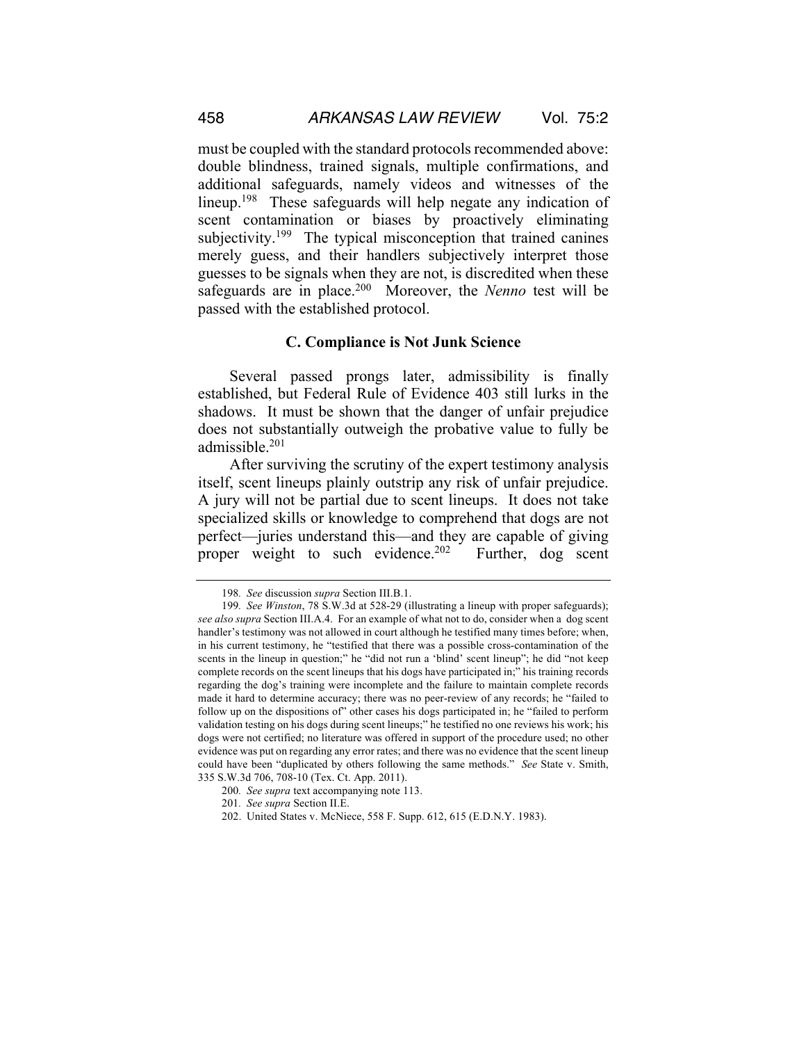must be coupled with the standard protocols recommended above: double blindness, trained signals, multiple confirmations, and additional safeguards, namely videos and witnesses of the lineup.[198] These safeguards will help negate any indication of scent contamination or biases by proactively eliminating subjectivity.[199] The typical misconception that trained canines merely guess, and their handlers subjectively interpret those guesses to be signals when they are not, is discredited when these safeguards are in place.[200] Moreover, the *Nenno* test will be passed with the established protocol.

### C. Compliance is Not Junk Science

Several passed prongs later, admissibility is finally established, but Federal Rule of Evidence 403 still lurks in the shadows. It must be shown that the danger of unfair prejudice does not substantially outweigh the probative value to fully be admissible.[201]

After surviving the scrutiny of the expert testimony analysis itself, scent lineups plainly outstrip any risk of unfair prejudice. A jury will not be partial due to scent lineups. It does not take specialized skills or knowledge to comprehend that dogs are not perfect—juries understand this—and they are capable of giving proper weight to such evidence.[202] Further, dog scent

---

198. *See* discussion *supra* Section III.B.1.

199. *See Winston*, 78 S.W.3d at 528-29 (illustrating a lineup with proper safeguards); *see also supra* Section III.A.4. For an example of what not to do, consider when a dog scent handler's testimony was not allowed in court although he testified many times before; when, in his current testimony, he "testified that there was a possible cross-contamination of the scents in the lineup in question;" he "did not run a 'blind' scent lineup"; he did "not keep complete records on the scent lineups that his dogs have participated in;" his training records regarding the dog's training were incomplete and the failure to maintain complete records made it hard to determine accuracy; there was no peer-review of any records; he "failed to follow up on the dispositions of" other cases his dogs participated in; he "failed to perform validation testing on his dogs during scent lineups;" he testified no one reviews his work; his dogs were not certified; no literature was offered in support of the procedure used; no other evidence was put on regarding any error rates; and there was no evidence that the scent lineup could have been "duplicated by others following the same methods." *See* State v. Smith, 335 S.W.3d 706, 708-10 (Tex. Ct. App. 2011).

200. *See supra* text accompanying note 113.

201. *See supra* Section II.E.

202. United States v. McNiece, 558 F. Supp. 612, 615 (E.D.N.Y. 1983).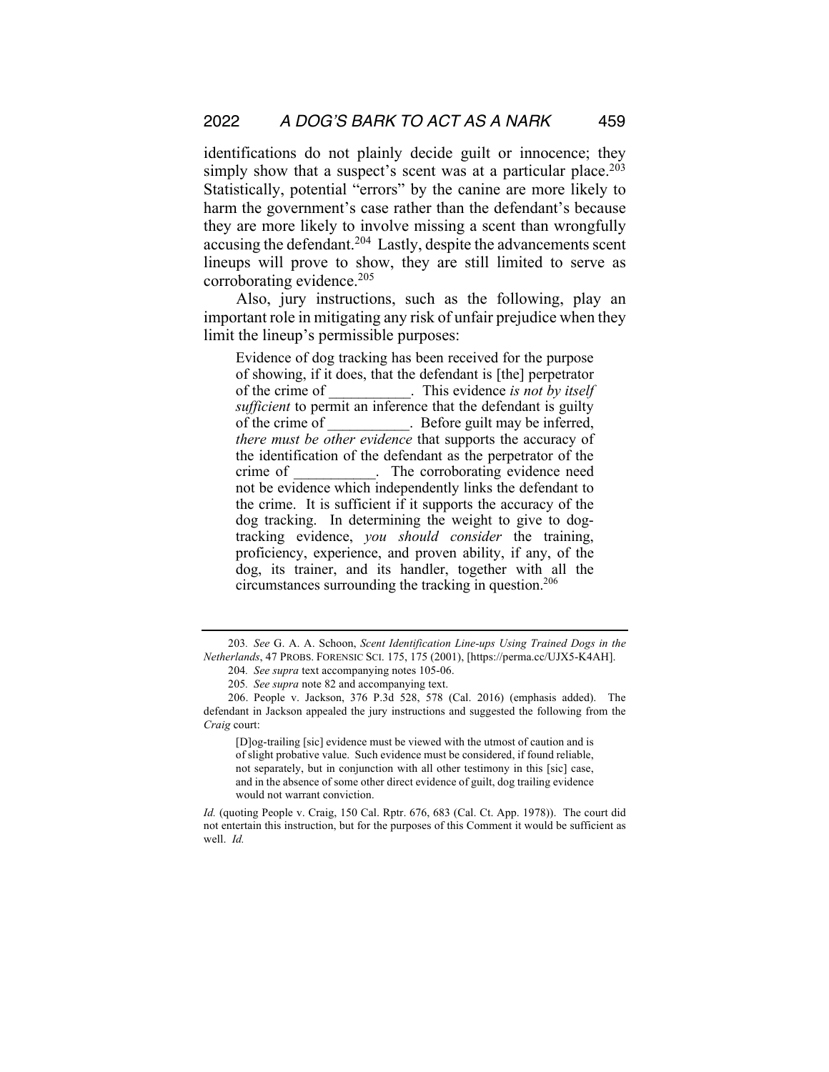identifications do not plainly decide guilt or innocence; they simply show that a suspect's scent was at a particular place.[203] Statistically, potential "errors" by the canine are more likely to harm the government's case rather than the defendant's because they are more likely to involve missing a scent than wrongfully accusing the defendant.[204] Lastly, despite the advancements scent lineups will prove to show, they are still limited to serve as corroborating evidence.[205]

Also, jury instructions, such as the following, play an important role in mitigating any risk of unfair prejudice when they limit the lineup's permissible purposes:

> Evidence of dog tracking has been received for the purpose of showing, if it does, that the defendant is [the] perpetrator of the crime of __________. This evidence *is not by itself sufficient* to permit an inference that the defendant is guilty of the crime of __________. Before guilt may be inferred, *there must be other evidence* that supports the accuracy of the identification of the defendant as the perpetrator of the crime of __________. The corroborating evidence need not be evidence which independently links the defendant to the crime. It is sufficient if it supports the accuracy of the dog tracking. In determining the weight to give to dog-tracking evidence, *you should consider* the training, proficiency, experience, and proven ability, if any, of the dog, its trainer, and its handler, together with all the circumstances surrounding the tracking in question.[206]

---

203. *See* G. A. A. Schoon, *Scent Identification Line-ups Using Trained Dogs in the Netherlands*, 47 PROBS. FORENSIC SCI. 175, 175 (2001), [https://perma.cc/UJX5-K4AH].

204. *See supra* text accompanying notes 105-06.

205. *See supra* note 82 and accompanying text.

206. People v. Jackson, 376 P.3d 528, 578 (Cal. 2016) (emphasis added). The defendant in Jackson appealed the jury instructions and suggested the following from the *Craig* court:

> [D]og-trailing [sic] evidence must be viewed with the utmost of caution and is of slight probative value. Such evidence must be considered, if found reliable, not separately, but in conjunction with all other testimony in this [sic] case, and in the absence of some other direct evidence of guilt, dog trailing evidence would not warrant conviction.

*Id.* (quoting People v. Craig, 150 Cal. Rptr. 676, 683 (Cal. Ct. App. 1978)). The court did not entertain this instruction, but for the purposes of this Comment it would be sufficient as well. *Id.*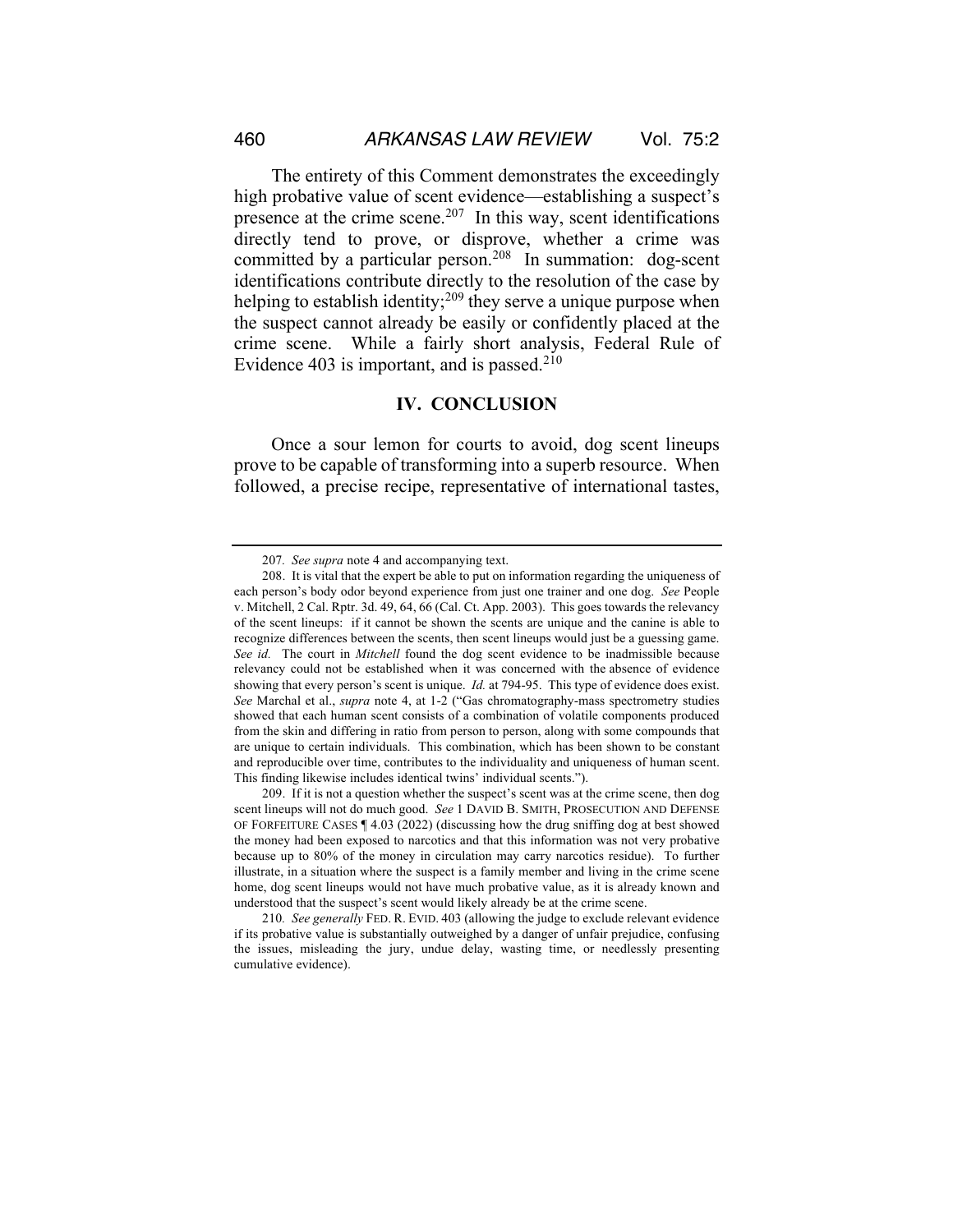The entirety of this Comment demonstrates the exceedingly high probative value of scent evidence—establishing a suspect's presence at the crime scene.[207] In this way, scent identifications directly tend to prove, or disprove, whether a crime was committed by a particular person.[208] In summation: dog-scent identifications contribute directly to the resolution of the case by helping to establish identity;[209] they serve a unique purpose when the suspect cannot already be easily or confidently placed at the crime scene. While a fairly short analysis, Federal Rule of Evidence 403 is important, and is passed.[210]

## IV. CONCLUSION

Once a sour lemon for courts to avoid, dog scent lineups prove to be capable of transforming into a superb resource. When followed, a precise recipe, representative of international tastes,

---

207. *See supra* note 4 and accompanying text.

208. It is vital that the expert be able to put on information regarding the uniqueness of each person's body odor beyond experience from just one trainer and one dog. *See* People v. Mitchell, 2 Cal. Rptr. 3d. 49, 64, 66 (Cal. Ct. App. 2003). This goes towards the relevancy of the scent lineups: if it cannot be shown the scents are unique and the canine is able to recognize differences between the scents, then scent lineups would just be a guessing game. *See id.* The court in *Mitchell* found the dog scent evidence to be inadmissible because relevancy could not be established when it was concerned with the absence of evidence showing that every person's scent is unique. *Id.* at 794-95. This type of evidence does exist. *See* Marchal et al., *supra* note 4, at 1-2 ("Gas chromatography-mass spectrometry studies showed that each human scent consists of a combination of volatile components produced from the skin and differing in ratio from person to person, along with some compounds that are unique to certain individuals. This combination, which has been shown to be constant and reproducible over time, contributes to the individuality and uniqueness of human scent. This finding likewise includes identical twins' individual scents.").

209. If it is not a question whether the suspect's scent was at the crime scene, then dog scent lineups will not do much good. *See* 1 DAVID B. SMITH, PROSECUTION AND DEFENSE OF FORFEITURE CASES ¶ 4.03 (2022) (discussing how the drug sniffing dog at best showed the money had been exposed to narcotics and that this information was not very probative because up to 80% of the money in circulation may carry narcotics residue). To further illustrate, in a situation where the suspect is a family member and living in the crime scene home, dog scent lineups would not have much probative value, as it is already known and understood that the suspect's scent would likely already be at the crime scene.

210. *See generally* FED. R. EVID. 403 (allowing the judge to exclude relevant evidence if its probative value is substantially outweighed by a danger of unfair prejudice, confusing the issues, misleading the jury, undue delay, wasting time, or needlessly presenting cumulative evidence).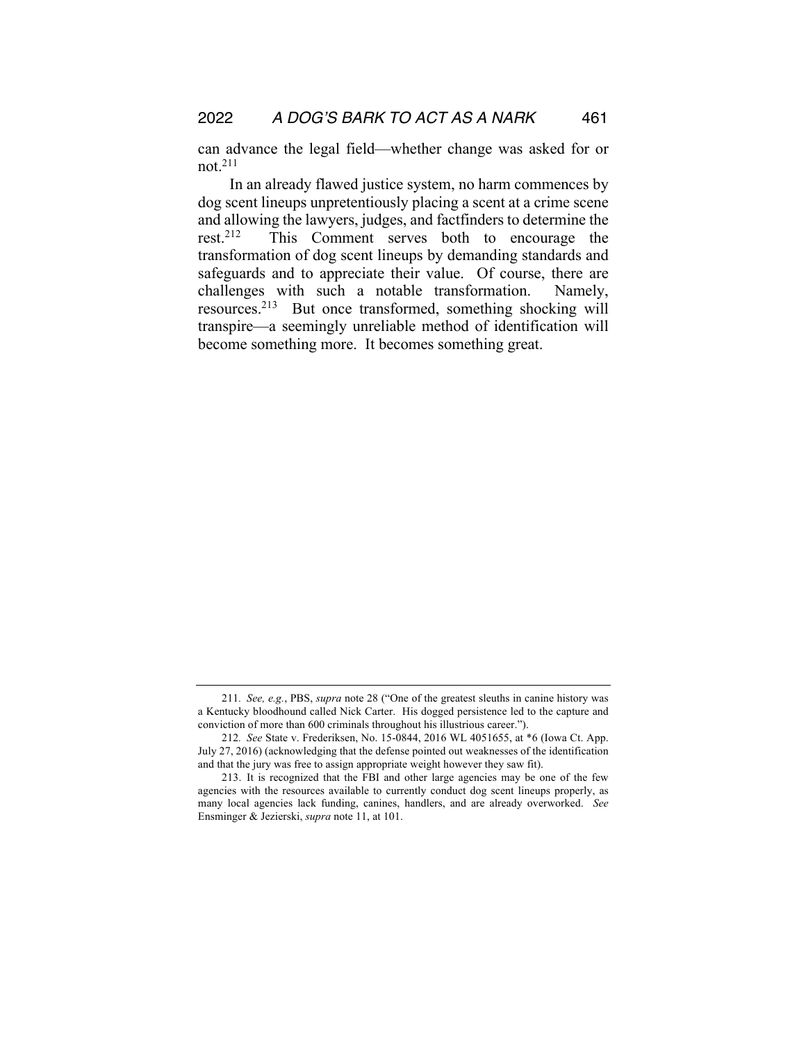can advance the legal field—whether change was asked for or not.[211]

In an already flawed justice system, no harm commences by dog scent lineups unpretentiously placing a scent at a crime scene and allowing the lawyers, judges, and factfinders to determine the rest.[212] This Comment serves both to encourage the transformation of dog scent lineups by demanding standards and safeguards and to appreciate their value. Of course, there are challenges with such a notable transformation. Namely, resources.[213] But once transformed, something shocking will transpire—a seemingly unreliable method of identification will become something more. It becomes something great.

---

211. *See, e.g.*, PBS, *supra* note 28 ("One of the greatest sleuths in canine history was a Kentucky bloodhound called Nick Carter. His dogged persistence led to the capture and conviction of more than 600 criminals throughout his illustrious career.").

212. *See* State v. Frederiksen, No. 15-0844, 2016 WL 4051655, at *6 (Iowa Ct. App. July 27, 2016) (acknowledging that the defense pointed out weaknesses of the identification and that the jury was free to assign appropriate weight however they saw fit).

213. It is recognized that the FBI and other large agencies may be one of the few agencies with the resources available to currently conduct dog scent lineups properly, as many local agencies lack funding, canines, handlers, and are already overworked. *See* Ensminger & Jezierski, *supra* note 11, at 101.